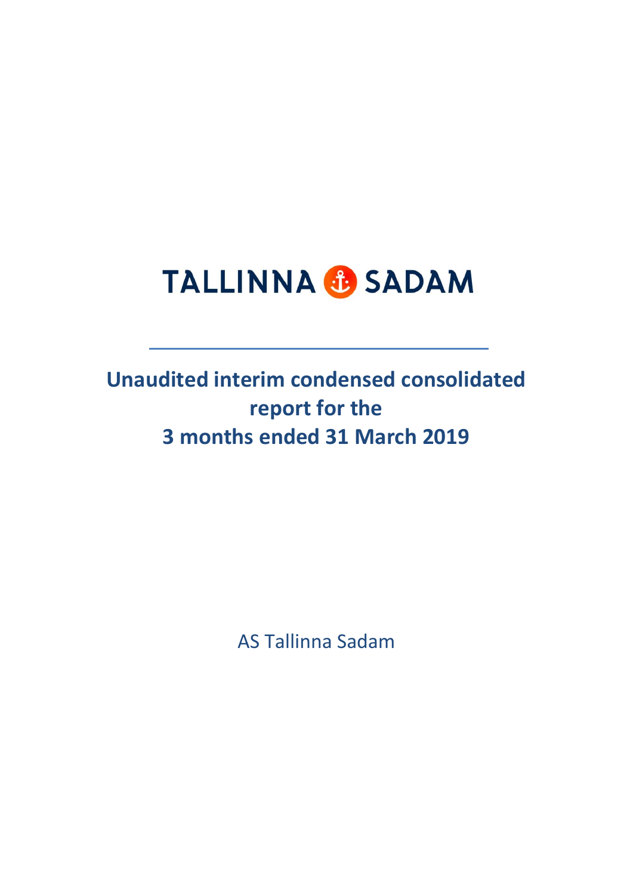TALLINNA SADAM

# Unaudited interim condensed consolidated report for the 3 months ended 31 March 2019

AS Tallinna Sadam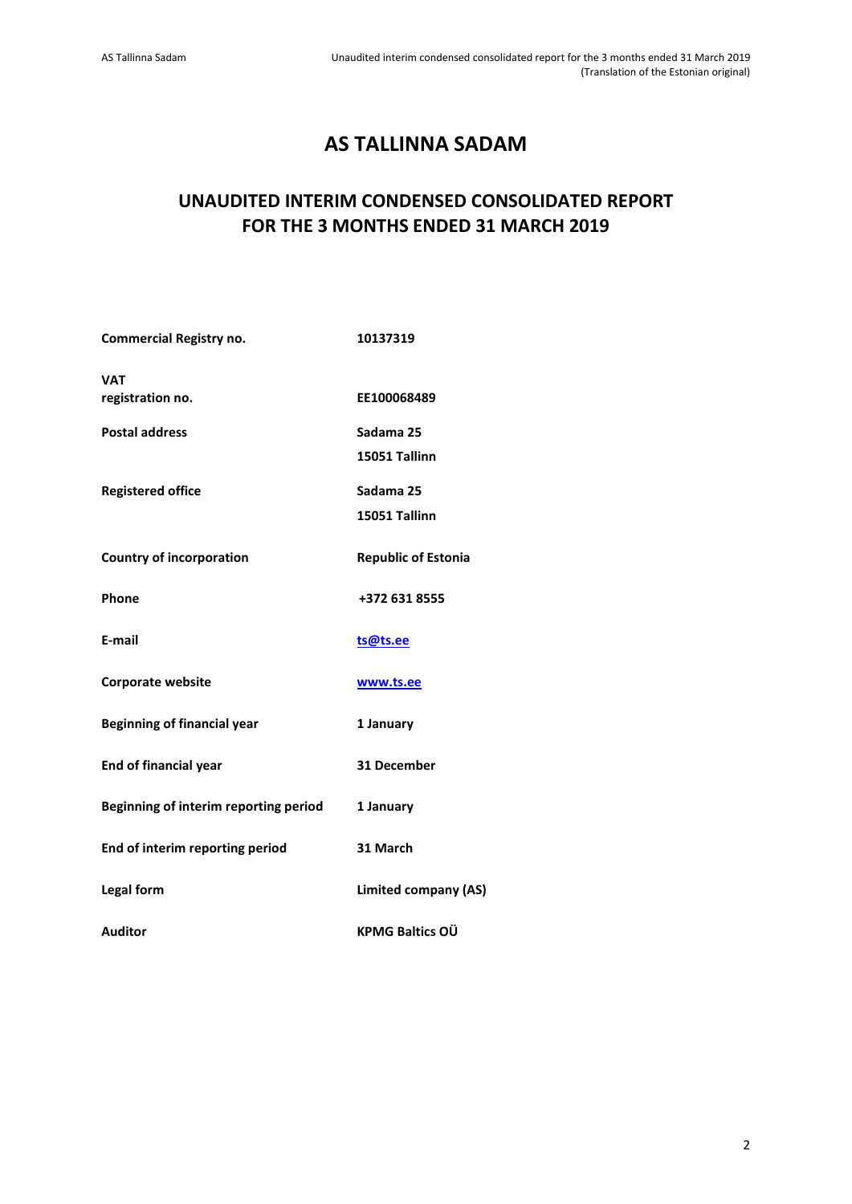# AS TALLINNA SADAM

## UNAUDITED INTERIM CONDENSED CONSOLIDATED REPORT FOR THE 3 MONTHS ENDED 31 MARCH 2019

| | |
|---|---|
| **Commercial Registry no.** | **10137319** |
| **VAT registration no.** | **EE100068489** |
| **Postal address** | **Sadama 25**<br>**15051 Tallinn** |
| **Registered office** | **Sadama 25**<br>**15051 Tallinn** |
| **Country of incorporation** | **Republic of Estonia** |
| **Phone** | **+372 631 8555** |
| **E-mail** | **ts@ts.ee** |
| **Corporate website** | **www.ts.ee** |
| **Beginning of financial year** | **1 January** |
| **End of financial year** | **31 December** |
| **Beginning of interim reporting period** | **1 January** |
| **End of interim reporting period** | **31 March** |
| **Legal form** | **Limited company (AS)** |
| **Auditor** | **KPMG Baltics OÜ** |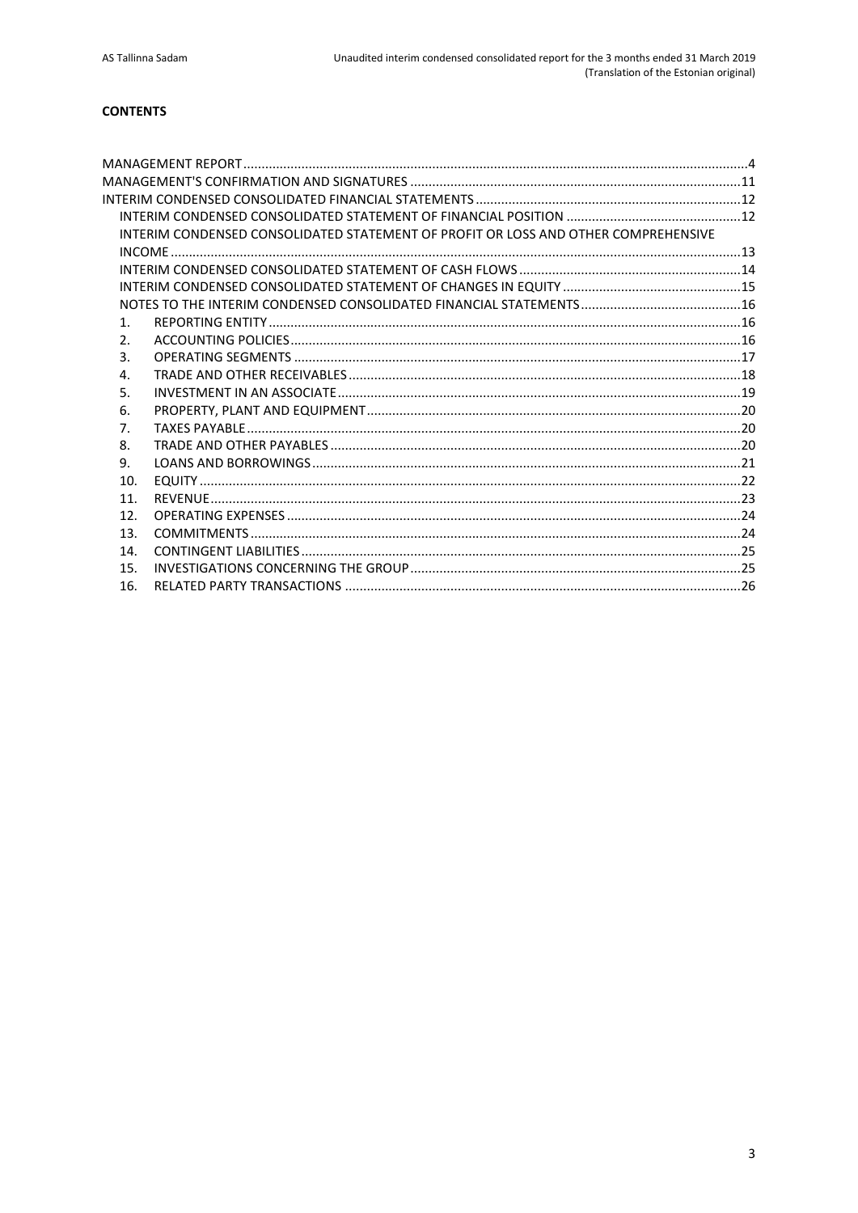**CONTENTS**

- MANAGEMENT REPORT ... 4
- MANAGEMENT'S CONFIRMATION AND SIGNATURES ... 11
- INTERIM CONDENSED CONSOLIDATED FINANCIAL STATEMENTS ... 12
  - INTERIM CONDENSED CONSOLIDATED STATEMENT OF FINANCIAL POSITION ... 12
  - INTERIM CONDENSED CONSOLIDATED STATEMENT OF PROFIT OR LOSS AND OTHER COMPREHENSIVE INCOME ... 13
  - INTERIM CONDENSED CONSOLIDATED STATEMENT OF CASH FLOWS ... 14
  - INTERIM CONDENSED CONSOLIDATED STATEMENT OF CHANGES IN EQUITY ... 15
  - NOTES TO THE INTERIM CONDENSED CONSOLIDATED FINANCIAL STATEMENTS ... 16
    1. REPORTING ENTITY ... 16
    2. ACCOUNTING POLICIES ... 16
    3. OPERATING SEGMENTS ... 17
    4. TRADE AND OTHER RECEIVABLES ... 18
    5. INVESTMENT IN AN ASSOCIATE ... 19
    6. PROPERTY, PLANT AND EQUIPMENT ... 20
    7. TAXES PAYABLE ... 20
    8. TRADE AND OTHER PAYABLES ... 20
    9. LOANS AND BORROWINGS ... 21
    10. EQUITY ... 22
    11. REVENUE ... 23
    12. OPERATING EXPENSES ... 24
    13. COMMITMENTS ... 24
    14. CONTINGENT LIABILITIES ... 25
    15. INVESTIGATIONS CONCERNING THE GROUP ... 25
    16. RELATED PARTY TRANSACTIONS ... 26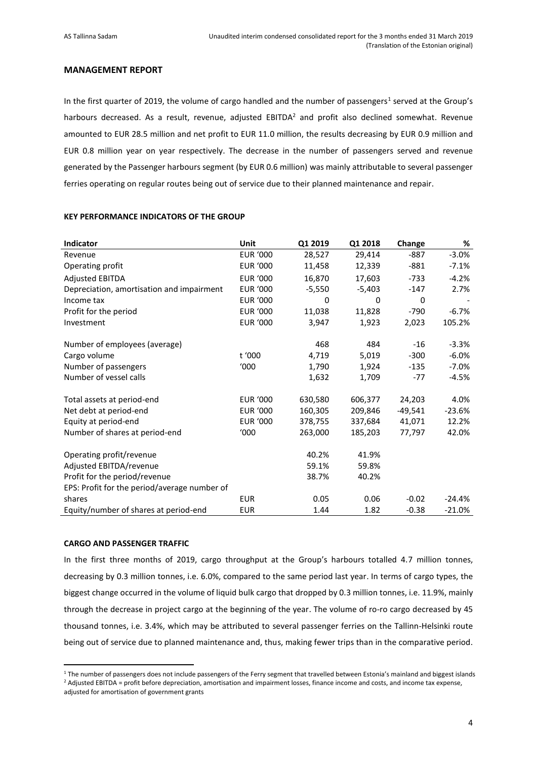## MANAGEMENT REPORT

In the first quarter of 2019, the volume of cargo handled and the number of passengers[1] served at the Group's harbours decreased. As a result, revenue, adjusted EBITDA[2] and profit also declined somewhat. Revenue amounted to EUR 28.5 million and net profit to EUR 11.0 million, the results decreasing by EUR 0.9 million and EUR 0.8 million year on year respectively. The decrease in the number of passengers served and revenue generated by the Passenger harbours segment (by EUR 0.6 million) was mainly attributable to several passenger ferries operating on regular routes being out of service due to their planned maintenance and repair.

### KEY PERFORMANCE INDICATORS OF THE GROUP

| Indicator | Unit | Q1 2019 | Q1 2018 | Change | % |
|---|---|---|---|---|---|
| Revenue | EUR '000 | 28,527 | 29,414 | -887 | -3.0% |
| Operating profit | EUR '000 | 11,458 | 12,339 | -881 | -7.1% |
| Adjusted EBITDA | EUR '000 | 16,870 | 17,603 | -733 | -4.2% |
| Depreciation, amortisation and impairment | EUR '000 | -5,550 | -5,403 | -147 | 2.7% |
| Income tax | EUR '000 | 0 | 0 | 0 | - |
| Profit for the period | EUR '000 | 11,038 | 11,828 | -790 | -6.7% |
| Investment | EUR '000 | 3,947 | 1,923 | 2,023 | 105.2% |
| | | | | | |
| Number of employees (average) | | 468 | 484 | -16 | -3.3% |
| Cargo volume | t '000 | 4,719 | 5,019 | -300 | -6.0% |
| Number of passengers | '000 | 1,790 | 1,924 | -135 | -7.0% |
| Number of vessel calls | | 1,632 | 1,709 | -77 | -4.5% |
| | | | | | |
| Total assets at period-end | EUR '000 | 630,580 | 606,377 | 24,203 | 4.0% |
| Net debt at period-end | EUR '000 | 160,305 | 209,846 | -49,541 | -23.6% |
| Equity at period-end | EUR '000 | 378,755 | 337,684 | 41,071 | 12.2% |
| Number of shares at period-end | '000 | 263,000 | 185,203 | 77,797 | 42.0% |
| | | | | | |
| Operating profit/revenue | | 40.2% | 41.9% | | |
| Adjusted EBITDA/revenue | | 59.1% | 59.8% | | |
| Profit for the period/revenue | | 38.7% | 40.2% | | |
| EPS: Profit for the period/average number of shares | EUR | 0.05 | 0.06 | -0.02 | -24.4% |
| Equity/number of shares at period-end | EUR | 1.44 | 1.82 | -0.38 | -21.0% |

### CARGO AND PASSENGER TRAFFIC

In the first three months of 2019, cargo throughput at the Group's harbours totalled 4.7 million tonnes, decreasing by 0.3 million tonnes, i.e. 6.0%, compared to the same period last year. In terms of cargo types, the biggest change occurred in the volume of liquid bulk cargo that dropped by 0.3 million tonnes, i.e. 11.9%, mainly through the decrease in project cargo at the beginning of the year. The volume of ro-ro cargo decreased by 45 thousand tonnes, i.e. 3.4%, which may be attributed to several passenger ferries on the Tallinn-Helsinki route being out of service due to planned maintenance and, thus, making fewer trips than in the comparative period.

[1] The number of passengers does not include passengers of the Ferry segment that travelled between Estonia's mainland and biggest islands
[2] Adjusted EBITDA = profit before depreciation, amortisation and impairment losses, finance income and costs, and income tax expense, adjusted for amortisation of government grants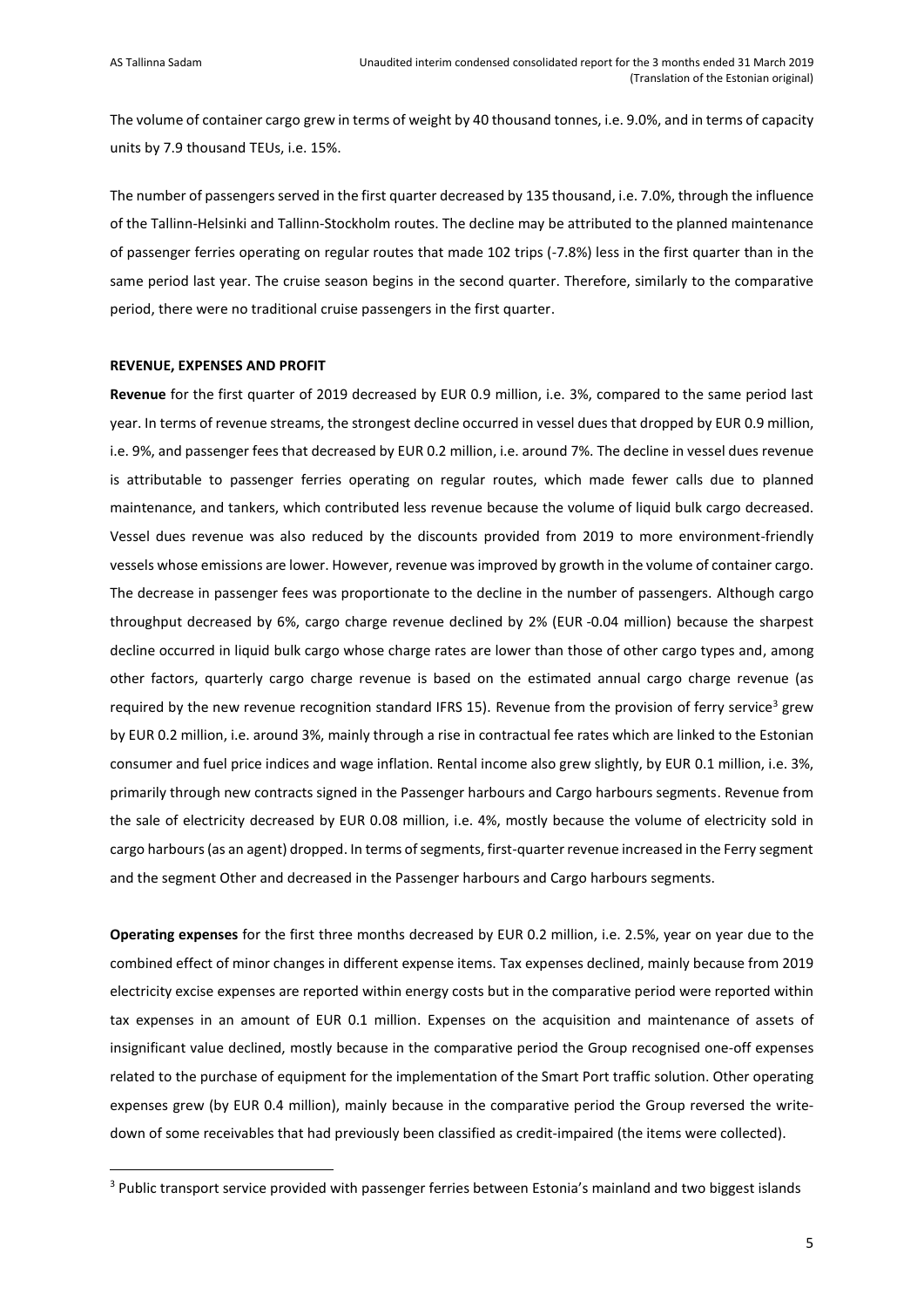The volume of container cargo grew in terms of weight by 40 thousand tonnes, i.e. 9.0%, and in terms of capacity units by 7.9 thousand TEUs, i.e. 15%.

The number of passengers served in the first quarter decreased by 135 thousand, i.e. 7.0%, through the influence of the Tallinn-Helsinki and Tallinn-Stockholm routes. The decline may be attributed to the planned maintenance of passenger ferries operating on regular routes that made 102 trips (-7.8%) less in the first quarter than in the same period last year. The cruise season begins in the second quarter. Therefore, similarly to the comparative period, there were no traditional cruise passengers in the first quarter.

**REVENUE, EXPENSES AND PROFIT**

**Revenue** for the first quarter of 2019 decreased by EUR 0.9 million, i.e. 3%, compared to the same period last year. In terms of revenue streams, the strongest decline occurred in vessel dues that dropped by EUR 0.9 million, i.e. 9%, and passenger fees that decreased by EUR 0.2 million, i.e. around 7%. The decline in vessel dues revenue is attributable to passenger ferries operating on regular routes, which made fewer calls due to planned maintenance, and tankers, which contributed less revenue because the volume of liquid bulk cargo decreased. Vessel dues revenue was also reduced by the discounts provided from 2019 to more environment-friendly vessels whose emissions are lower. However, revenue was improved by growth in the volume of container cargo. The decrease in passenger fees was proportionate to the decline in the number of passengers. Although cargo throughput decreased by 6%, cargo charge revenue declined by 2% (EUR -0.04 million) because the sharpest decline occurred in liquid bulk cargo whose charge rates are lower than those of other cargo types and, among other factors, quarterly cargo charge revenue is based on the estimated annual cargo charge revenue (as required by the new revenue recognition standard IFRS 15). Revenue from the provision of ferry service[3] grew by EUR 0.2 million, i.e. around 3%, mainly through a rise in contractual fee rates which are linked to the Estonian consumer and fuel price indices and wage inflation. Rental income also grew slightly, by EUR 0.1 million, i.e. 3%, primarily through new contracts signed in the Passenger harbours and Cargo harbours segments. Revenue from the sale of electricity decreased by EUR 0.08 million, i.e. 4%, mostly because the volume of electricity sold in cargo harbours (as an agent) dropped. In terms of segments, first-quarter revenue increased in the Ferry segment and the segment Other and decreased in the Passenger harbours and Cargo harbours segments.

**Operating expenses** for the first three months decreased by EUR 0.2 million, i.e. 2.5%, year on year due to the combined effect of minor changes in different expense items. Tax expenses declined, mainly because from 2019 electricity excise expenses are reported within energy costs but in the comparative period were reported within tax expenses in an amount of EUR 0.1 million. Expenses on the acquisition and maintenance of assets of insignificant value declined, mostly because in the comparative period the Group recognised one-off expenses related to the purchase of equipment for the implementation of the Smart Port traffic solution. Other operating expenses grew (by EUR 0.4 million), mainly because in the comparative period the Group reversed the write-down of some receivables that had previously been classified as credit-impaired (the items were collected).

[3] Public transport service provided with passenger ferries between Estonia's mainland and two biggest islands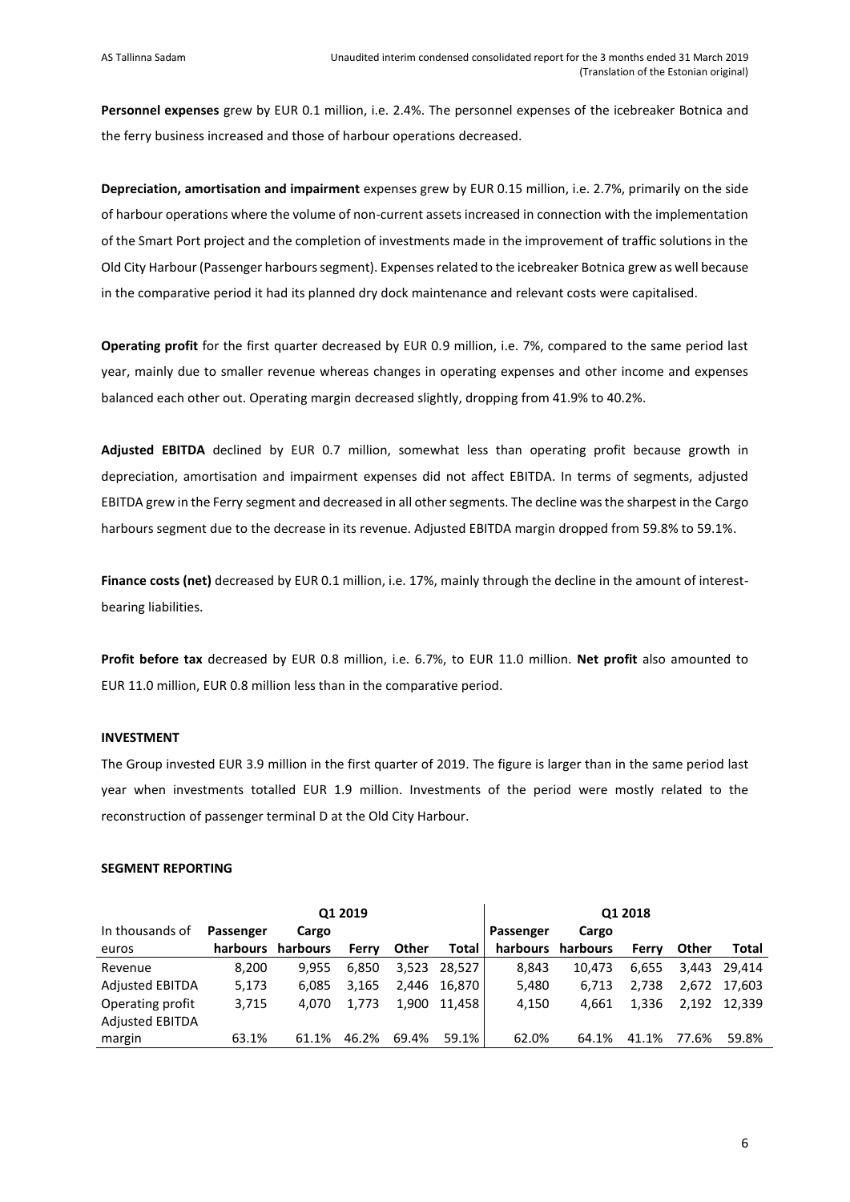**Personnel expenses** grew by EUR 0.1 million, i.e. 2.4%. The personnel expenses of the icebreaker Botnica and the ferry business increased and those of harbour operations decreased.

**Depreciation, amortisation and impairment** expenses grew by EUR 0.15 million, i.e. 2.7%, primarily on the side of harbour operations where the volume of non-current assets increased in connection with the implementation of the Smart Port project and the completion of investments made in the improvement of traffic solutions in the Old City Harbour (Passenger harbours segment). Expenses related to the icebreaker Botnica grew as well because in the comparative period it had its planned dry dock maintenance and relevant costs were capitalised.

**Operating profit** for the first quarter decreased by EUR 0.9 million, i.e. 7%, compared to the same period last year, mainly due to smaller revenue whereas changes in operating expenses and other income and expenses balanced each other out. Operating margin decreased slightly, dropping from 41.9% to 40.2%.

**Adjusted EBITDA** declined by EUR 0.7 million, somewhat less than operating profit because growth in depreciation, amortisation and impairment expenses did not affect EBITDA. In terms of segments, adjusted EBITDA grew in the Ferry segment and decreased in all other segments. The decline was the sharpest in the Cargo harbours segment due to the decrease in its revenue. Adjusted EBITDA margin dropped from 59.8% to 59.1%.

**Finance costs (net)** decreased by EUR 0.1 million, i.e. 17%, mainly through the decline in the amount of interest-bearing liabilities.

**Profit before tax** decreased by EUR 0.8 million, i.e. 6.7%, to EUR 11.0 million. **Net profit** also amounted to EUR 11.0 million, EUR 0.8 million less than in the comparative period.

**INVESTMENT**

The Group invested EUR 3.9 million in the first quarter of 2019. The figure is larger than in the same period last year when investments totalled EUR 1.9 million. Investments of the period were mostly related to the reconstruction of passenger terminal D at the Old City Harbour.

**SEGMENT REPORTING**

| | Q1 2019 | | | | | Q1 2018 | | | | |
|---|---|---|---|---|---|---|---|---|---|---|
| In thousands of euros | **Passenger harbours** | **Cargo harbours** | **Ferry** | **Other** | **Total** | **Passenger harbours** | **Cargo harbours** | **Ferry** | **Other** | **Total** |
| Revenue | 8,200 | 9,955 | 6,850 | 3,523 | 28,527 | 8,843 | 10,473 | 6,655 | 3,443 | 29,414 |
| Adjusted EBITDA | 5,173 | 6,085 | 3,165 | 2,446 | 16,870 | 5,480 | 6,713 | 2,738 | 2,672 | 17,603 |
| Operating profit | 3,715 | 4,070 | 1,773 | 1,900 | 11,458 | 4,150 | 4,661 | 1,336 | 2,192 | 12,339 |
| Adjusted EBITDA margin | 63.1% | 61.1% | 46.2% | 69.4% | 59.1% | 62.0% | 64.1% | 41.1% | 77.6% | 59.8% |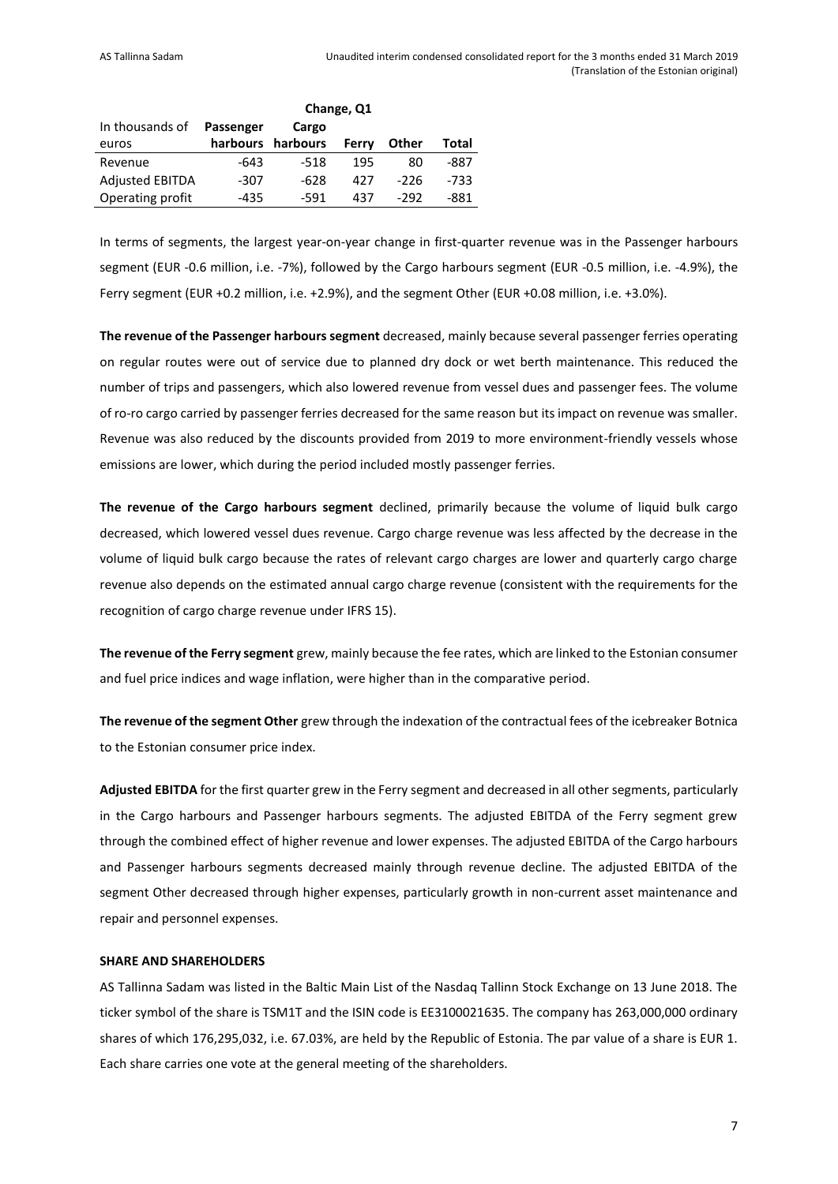| In thousands of euros | Change, Q1 | | | | |
|---|---|---|---|---|---|
| | Passenger harbours | Cargo harbours | Ferry | Other | Total |
| Revenue | -643 | -518 | 195 | 80 | -887 |
| Adjusted EBITDA | -307 | -628 | 427 | -226 | -733 |
| Operating profit | -435 | -591 | 437 | -292 | -881 |

In terms of segments, the largest year-on-year change in first-quarter revenue was in the Passenger harbours segment (EUR -0.6 million, i.e. -7%), followed by the Cargo harbours segment (EUR -0.5 million, i.e. -4.9%), the Ferry segment (EUR +0.2 million, i.e. +2.9%), and the segment Other (EUR +0.08 million, i.e. +3.0%).

**The revenue of the Passenger harbours segment** decreased, mainly because several passenger ferries operating on regular routes were out of service due to planned dry dock or wet berth maintenance. This reduced the number of trips and passengers, which also lowered revenue from vessel dues and passenger fees. The volume of ro-ro cargo carried by passenger ferries decreased for the same reason but its impact on revenue was smaller. Revenue was also reduced by the discounts provided from 2019 to more environment-friendly vessels whose emissions are lower, which during the period included mostly passenger ferries.

**The revenue of the Cargo harbours segment** declined, primarily because the volume of liquid bulk cargo decreased, which lowered vessel dues revenue. Cargo charge revenue was less affected by the decrease in the volume of liquid bulk cargo because the rates of relevant cargo charges are lower and quarterly cargo charge revenue also depends on the estimated annual cargo charge revenue (consistent with the requirements for the recognition of cargo charge revenue under IFRS 15).

**The revenue of the Ferry segment** grew, mainly because the fee rates, which are linked to the Estonian consumer and fuel price indices and wage inflation, were higher than in the comparative period.

**The revenue of the segment Other** grew through the indexation of the contractual fees of the icebreaker Botnica to the Estonian consumer price index.

**Adjusted EBITDA** for the first quarter grew in the Ferry segment and decreased in all other segments, particularly in the Cargo harbours and Passenger harbours segments. The adjusted EBITDA of the Ferry segment grew through the combined effect of higher revenue and lower expenses. The adjusted EBITDA of the Cargo harbours and Passenger harbours segments decreased mainly through revenue decline. The adjusted EBITDA of the segment Other decreased through higher expenses, particularly growth in non-current asset maintenance and repair and personnel expenses.

## SHARE AND SHAREHOLDERS

AS Tallinna Sadam was listed in the Baltic Main List of the Nasdaq Tallinn Stock Exchange on 13 June 2018. The ticker symbol of the share is TSM1T and the ISIN code is EE3100021635. The company has 263,000,000 ordinary shares of which 176,295,032, i.e. 67.03%, are held by the Republic of Estonia. The par value of a share is EUR 1. Each share carries one vote at the general meeting of the shareholders.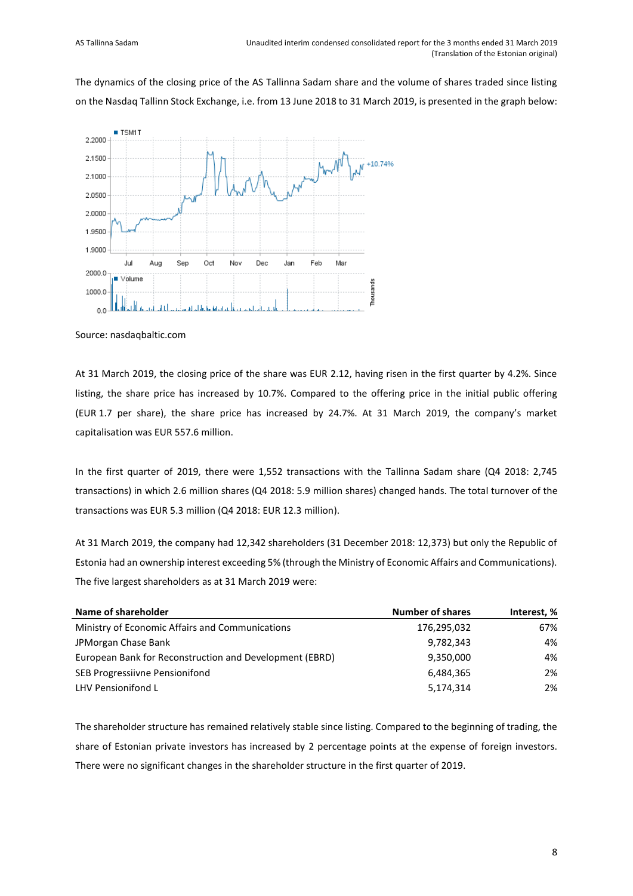The dynamics of the closing price of the AS Tallinna Sadam share and the volume of shares traded since listing on the Nasdaq Tallinn Stock Exchange, i.e. from 13 June 2018 to 31 March 2019, is presented in the graph below:

Source: nasdaqbaltic.com

At 31 March 2019, the closing price of the share was EUR 2.12, having risen in the first quarter by 4.2%. Since listing, the share price has increased by 10.7%. Compared to the offering price in the initial public offering (EUR 1.7 per share), the share price has increased by 24.7%. At 31 March 2019, the company's market capitalisation was EUR 557.6 million.

In the first quarter of 2019, there were 1,552 transactions with the Tallinna Sadam share (Q4 2018: 2,745 transactions) in which 2.6 million shares (Q4 2018: 5.9 million shares) changed hands. The total turnover of the transactions was EUR 5.3 million (Q4 2018: EUR 12.3 million).

At 31 March 2019, the company had 12,342 shareholders (31 December 2018: 12,373) but only the Republic of Estonia had an ownership interest exceeding 5% (through the Ministry of Economic Affairs and Communications). The five largest shareholders as at 31 March 2019 were:

| Name of shareholder | Number of shares | Interest, % |
|---|---|---|
| Ministry of Economic Affairs and Communications | 176,295,032 | 67% |
| JPMorgan Chase Bank | 9,782,343 | 4% |
| European Bank for Reconstruction and Development (EBRD) | 9,350,000 | 4% |
| SEB Progressiivne Pensionifond | 6,484,365 | 2% |
| LHV Pensionifond L | 5,174,314 | 2% |

The shareholder structure has remained relatively stable since listing. Compared to the beginning of trading, the share of Estonian private investors has increased by 2 percentage points at the expense of foreign investors. There were no significant changes in the shareholder structure in the first quarter of 2019.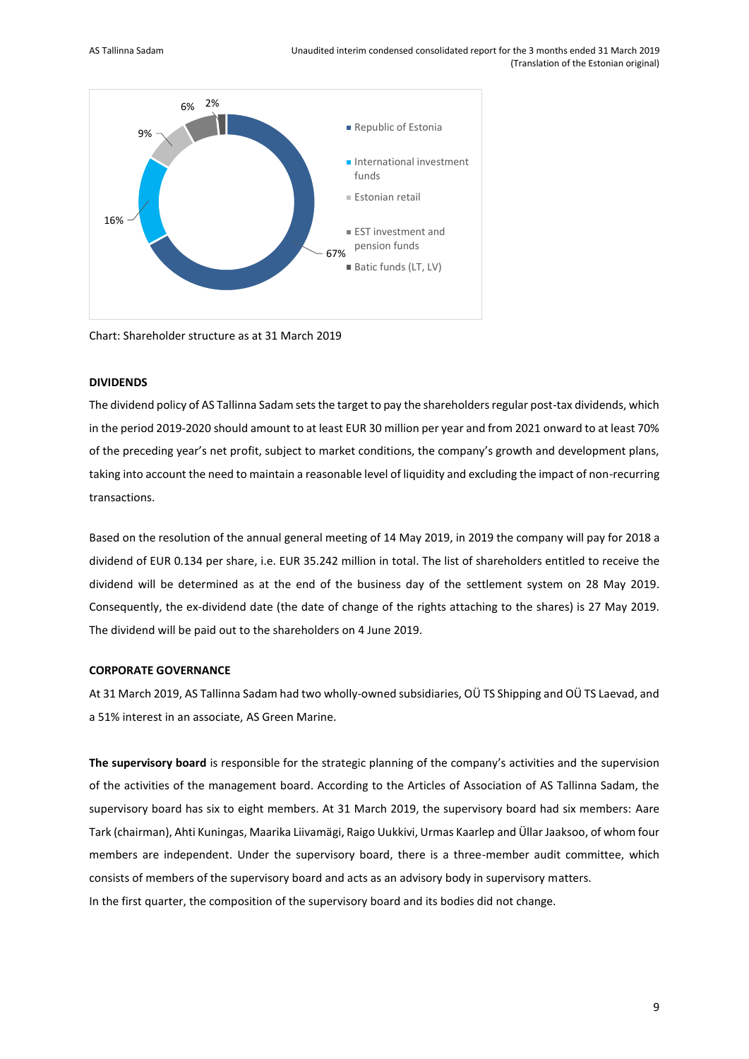- Republic of Estonia: 67%
- International investment funds: 16%
- Estonian retail: 9%
- EST investment and pension funds: 6%
- Batic funds (LT, LV): 2%

Chart: Shareholder structure as at 31 March 2019

**DIVIDENDS**

The dividend policy of AS Tallinna Sadam sets the target to pay the shareholders regular post-tax dividends, which in the period 2019-2020 should amount to at least EUR 30 million per year and from 2021 onward to at least 70% of the preceding year's net profit, subject to market conditions, the company's growth and development plans, taking into account the need to maintain a reasonable level of liquidity and excluding the impact of non-recurring transactions.

Based on the resolution of the annual general meeting of 14 May 2019, in 2019 the company will pay for 2018 a dividend of EUR 0.134 per share, i.e. EUR 35.242 million in total. The list of shareholders entitled to receive the dividend will be determined as at the end of the business day of the settlement system on 28 May 2019. Consequently, the ex-dividend date (the date of change of the rights attaching to the shares) is 27 May 2019. The dividend will be paid out to the shareholders on 4 June 2019.

**CORPORATE GOVERNANCE**

At 31 March 2019, AS Tallinna Sadam had two wholly-owned subsidiaries, OÜ TS Shipping and OÜ TS Laevad, and a 51% interest in an associate, AS Green Marine.

**The supervisory board** is responsible for the strategic planning of the company's activities and the supervision of the activities of the management board. According to the Articles of Association of AS Tallinna Sadam, the supervisory board has six to eight members. At 31 March 2019, the supervisory board had six members: Aare Tark (chairman), Ahti Kuningas, Maarika Liivamägi, Raigo Uukkivi, Urmas Kaarlep and Üllar Jaaksoo, of whom four members are independent. Under the supervisory board, there is a three-member audit committee, which consists of members of the supervisory board and acts as an advisory body in supervisory matters.

In the first quarter, the composition of the supervisory board and its bodies did not change.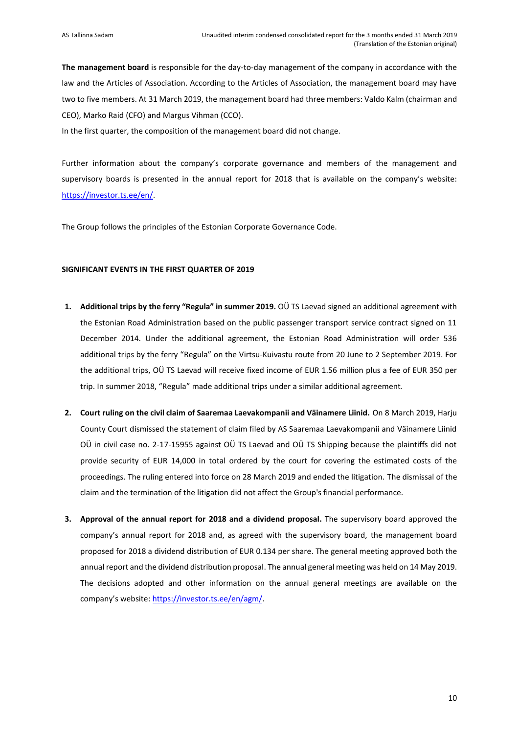**The management board** is responsible for the day-to-day management of the company in accordance with the law and the Articles of Association. According to the Articles of Association, the management board may have two to five members. At 31 March 2019, the management board had three members: Valdo Kalm (chairman and CEO), Marko Raid (CFO) and Margus Vihman (CCO).

In the first quarter, the composition of the management board did not change.

Further information about the company's corporate governance and members of the management and supervisory boards is presented in the annual report for 2018 that is available on the company's website: https://investor.ts.ee/en/.

The Group follows the principles of the Estonian Corporate Governance Code.

## SIGNIFICANT EVENTS IN THE FIRST QUARTER OF 2019

1. **Additional trips by the ferry "Regula" in summer 2019.** OÜ TS Laevad signed an additional agreement with the Estonian Road Administration based on the public passenger transport service contract signed on 11 December 2014. Under the additional agreement, the Estonian Road Administration will order 536 additional trips by the ferry "Regula" on the Virtsu-Kuivastu route from 20 June to 2 September 2019. For the additional trips, OÜ TS Laevad will receive fixed income of EUR 1.56 million plus a fee of EUR 350 per trip. In summer 2018, "Regula" made additional trips under a similar additional agreement.

2. **Court ruling on the civil claim of Saaremaa Laevakompanii and Väinamere Liinid.** On 8 March 2019, Harju County Court dismissed the statement of claim filed by AS Saaremaa Laevakompanii and Väinamere Liinid OÜ in civil case no. 2-17-15955 against OÜ TS Laevad and OÜ TS Shipping because the plaintiffs did not provide security of EUR 14,000 in total ordered by the court for covering the estimated costs of the proceedings. The ruling entered into force on 28 March 2019 and ended the litigation. The dismissal of the claim and the termination of the litigation did not affect the Group's financial performance.

3. **Approval of the annual report for 2018 and a dividend proposal.** The supervisory board approved the company's annual report for 2018 and, as agreed with the supervisory board, the management board proposed for 2018 a dividend distribution of EUR 0.134 per share. The general meeting approved both the annual report and the dividend distribution proposal. The annual general meeting was held on 14 May 2019. The decisions adopted and other information on the annual general meetings are available on the company's website: https://investor.ts.ee/en/agm/.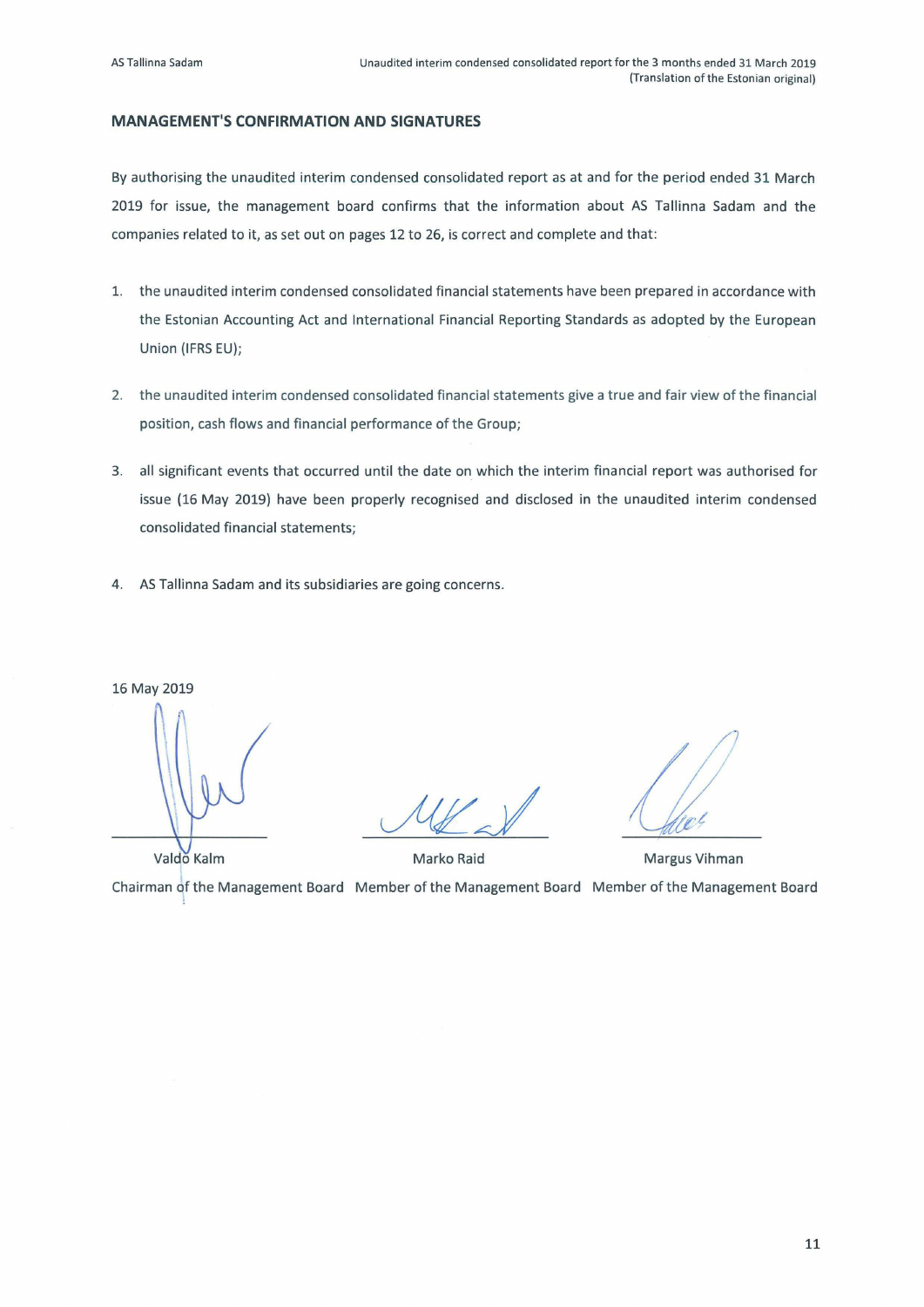## MANAGEMENT'S CONFIRMATION AND SIGNATURES

By authorising the unaudited interim condensed consolidated report as at and for the period ended 31 March 2019 for issue, the management board confirms that the information about AS Tallinna Sadam and the companies related to it, as set out on pages 12 to 26, is correct and complete and that:

1. the unaudited interim condensed consolidated financial statements have been prepared in accordance with the Estonian Accounting Act and International Financial Reporting Standards as adopted by the European Union (IFRS EU);
2. the unaudited interim condensed consolidated financial statements give a true and fair view of the financial position, cash flows and financial performance of the Group;
3. all significant events that occurred until the date on which the interim financial report was authorised for issue (16 May 2019) have been properly recognised and disclosed in the unaudited interim condensed consolidated financial statements;
4. AS Tallinna Sadam and its subsidiaries are going concerns.

16 May 2019

| Valdo Kalm | Marko Raid | Margus Vihman |
|---|---|---|
| Chairman of the Management Board | Member of the Management Board | Member of the Management Board |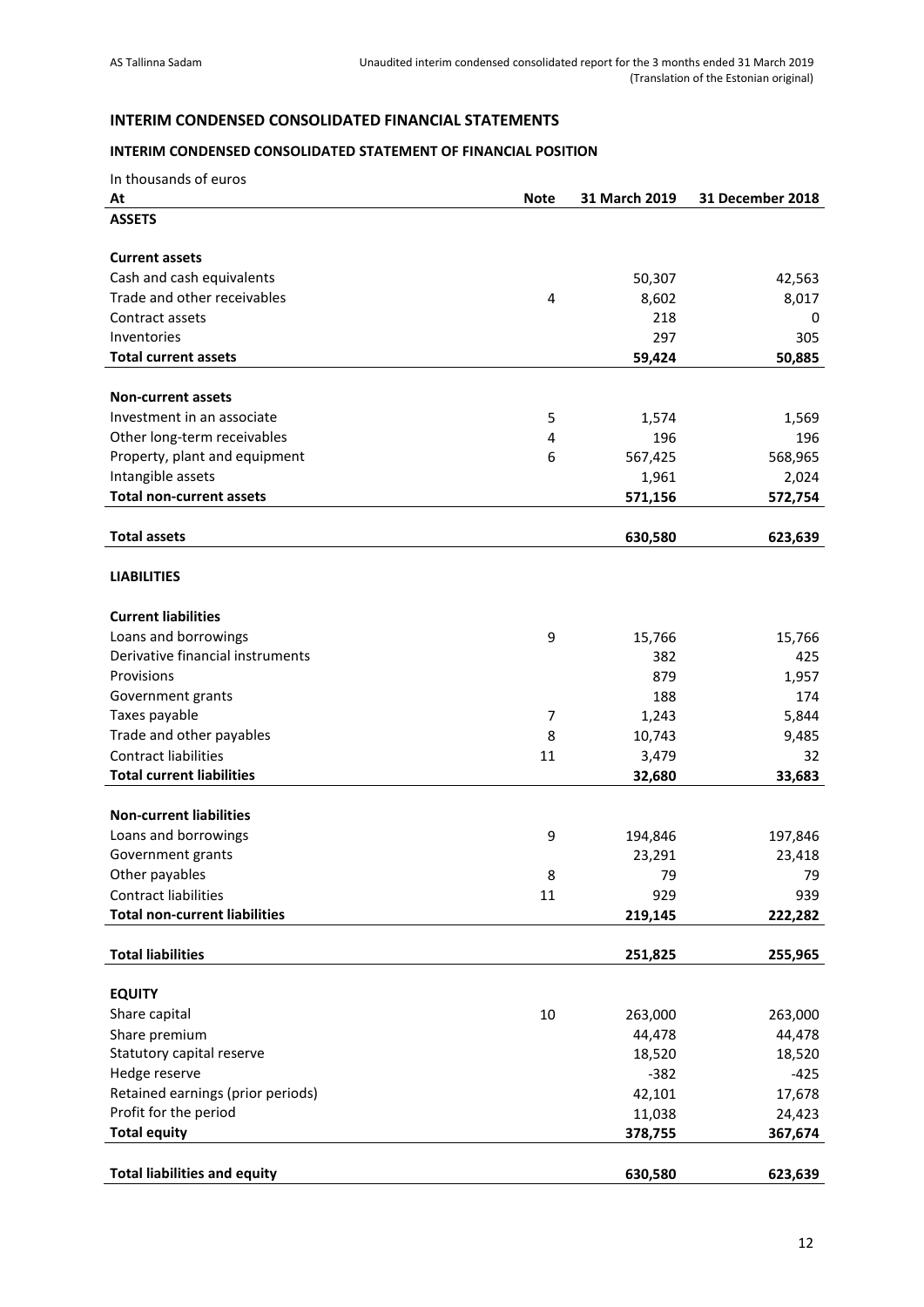## INTERIM CONDENSED CONSOLIDATED FINANCIAL STATEMENTS

### INTERIM CONDENSED CONSOLIDATED STATEMENT OF FINANCIAL POSITION

In thousands of euros

| At | Note | 31 March 2019 | 31 December 2018 |
|---|---|---|---|
| **ASSETS** | | | |
| | | | |
| **Current assets** | | | |
| Cash and cash equivalents | | 50,307 | 42,563 |
| Trade and other receivables | 4 | 8,602 | 8,017 |
| Contract assets | | 218 | 0 |
| Inventories | | 297 | 305 |
| **Total current assets** | | **59,424** | **50,885** |
| | | | |
| **Non-current assets** | | | |
| Investment in an associate | 5 | 1,574 | 1,569 |
| Other long-term receivables | 4 | 196 | 196 |
| Property, plant and equipment | 6 | 567,425 | 568,965 |
| Intangible assets | | 1,961 | 2,024 |
| **Total non-current assets** | | **571,156** | **572,754** |
| | | | |
| **Total assets** | | **630,580** | **623,639** |
| | | | |
| **LIABILITIES** | | | |
| | | | |
| **Current liabilities** | | | |
| Loans and borrowings | 9 | 15,766 | 15,766 |
| Derivative financial instruments | | 382 | 425 |
| Provisions | | 879 | 1,957 |
| Government grants | | 188 | 174 |
| Taxes payable | 7 | 1,243 | 5,844 |
| Trade and other payables | 8 | 10,743 | 9,485 |
| Contract liabilities | 11 | 3,479 | 32 |
| **Total current liabilities** | | **32,680** | **33,683** |
| | | | |
| **Non-current liabilities** | | | |
| Loans and borrowings | 9 | 194,846 | 197,846 |
| Government grants | | 23,291 | 23,418 |
| Other payables | 8 | 79 | 79 |
| Contract liabilities | 11 | 929 | 939 |
| **Total non-current liabilities** | | **219,145** | **222,282** |
| | | | |
| **Total liabilities** | | **251,825** | **255,965** |
| | | | |
| **EQUITY** | | | |
| Share capital | 10 | 263,000 | 263,000 |
| Share premium | | 44,478 | 44,478 |
| Statutory capital reserve | | 18,520 | 18,520 |
| Hedge reserve | | -382 | -425 |
| Retained earnings (prior periods) | | 42,101 | 17,678 |
| Profit for the period | | 11,038 | 24,423 |
| **Total equity** | | **378,755** | **367,674** |
| | | | |
| **Total liabilities and equity** | | **630,580** | **623,639** |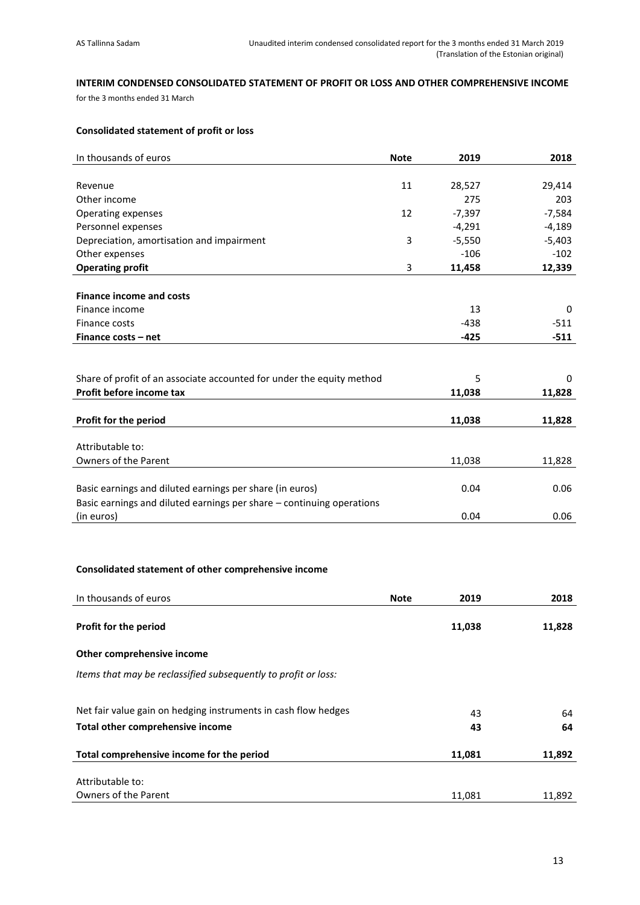## INTERIM CONDENSED CONSOLIDATED STATEMENT OF PROFIT OR LOSS AND OTHER COMPREHENSIVE INCOME

for the 3 months ended 31 March

### Consolidated statement of profit or loss

| In thousands of euros | Note | 2019 | 2018 |
|---|---|---|---|
| Revenue | 11 | 28,527 | 29,414 |
| Other income | | 275 | 203 |
| Operating expenses | 12 | -7,397 | -7,584 |
| Personnel expenses | | -4,291 | -4,189 |
| Depreciation, amortisation and impairment | 3 | -5,550 | -5,403 |
| Other expenses | | -106 | -102 |
| **Operating profit** | 3 | **11,458** | **12,339** |
| **Finance income and costs** | | | |
| Finance income | | 13 | 0 |
| Finance costs | | -438 | -511 |
| **Finance costs – net** | | **-425** | **-511** |
| Share of profit of an associate accounted for under the equity method | | 5 | 0 |
| **Profit before income tax** | | **11,038** | **11,828** |
| **Profit for the period** | | **11,038** | **11,828** |
| Attributable to: | | | |
| Owners of the Parent | | 11,038 | 11,828 |
| Basic earnings and diluted earnings per share (in euros) | | 0.04 | 0.06 |
| Basic earnings and diluted earnings per share – continuing operations (in euros) | | 0.04 | 0.06 |

### Consolidated statement of other comprehensive income

| In thousands of euros | Note | 2019 | 2018 |
|---|---|---|---|
| **Profit for the period** | | **11,038** | **11,828** |
| **Other comprehensive income** | | | |
| *Items that may be reclassified subsequently to profit or loss:* | | | |
| Net fair value gain on hedging instruments in cash flow hedges | | 43 | 64 |
| **Total other comprehensive income** | | **43** | **64** |
| **Total comprehensive income for the period** | | **11,081** | **11,892** |
| Attributable to: | | | |
| Owners of the Parent | | 11,081 | 11,892 |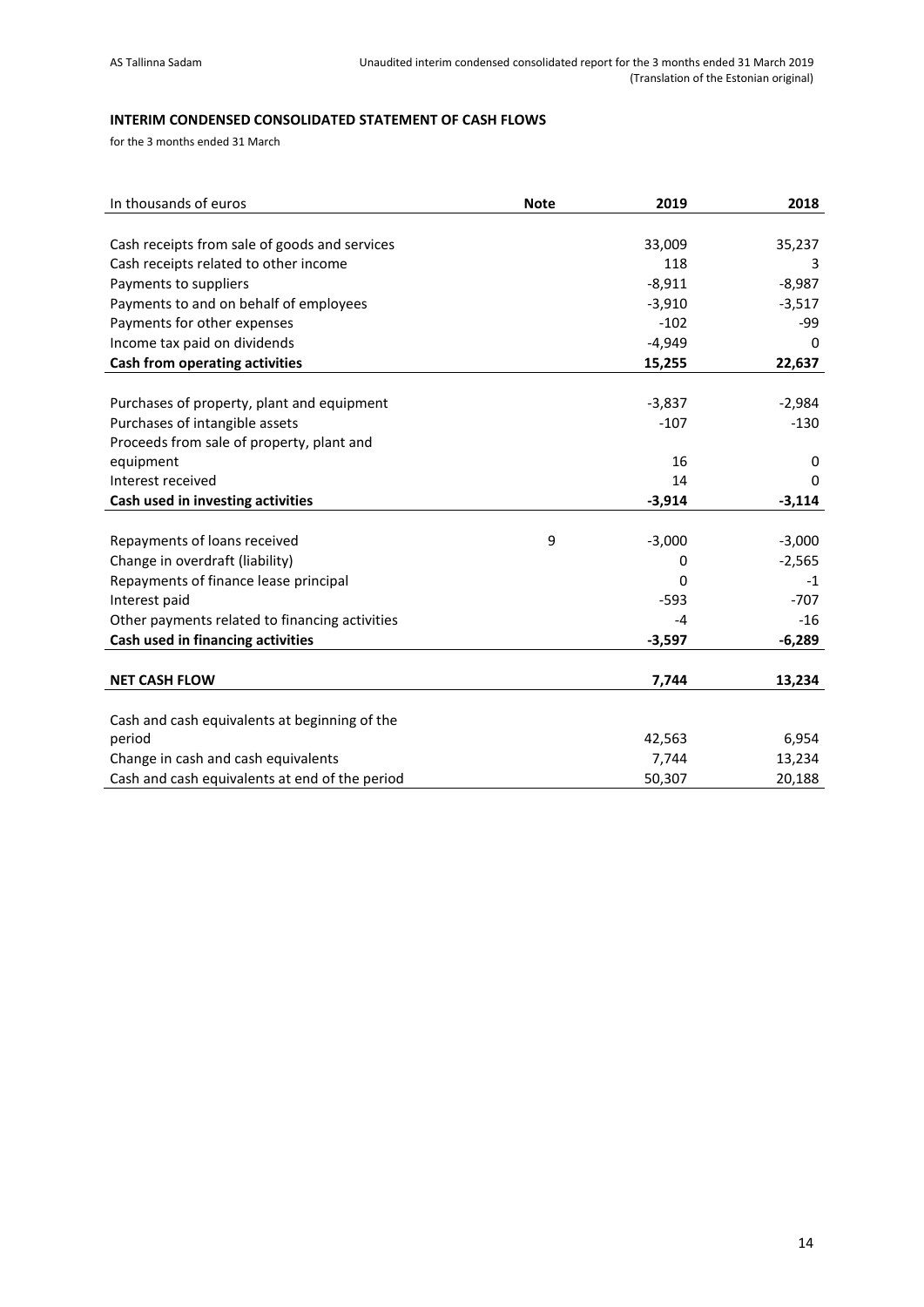**INTERIM CONDENSED CONSOLIDATED STATEMENT OF CASH FLOWS**

for the 3 months ended 31 March

| In thousands of euros | Note | 2019 | 2018 |
|---|---|---|---|
| Cash receipts from sale of goods and services | | 33,009 | 35,237 |
| Cash receipts related to other income | | 118 | 3 |
| Payments to suppliers | | -8,911 | -8,987 |
| Payments to and on behalf of employees | | -3,910 | -3,517 |
| Payments for other expenses | | -102 | -99 |
| Income tax paid on dividends | | -4,949 | 0 |
| **Cash from operating activities** | | **15,255** | **22,637** |
| Purchases of property, plant and equipment | | -3,837 | -2,984 |
| Purchases of intangible assets | | -107 | -130 |
| Proceeds from sale of property, plant and equipment | | 16 | 0 |
| Interest received | | 14 | 0 |
| **Cash used in investing activities** | | **-3,914** | **-3,114** |
| Repayments of loans received | 9 | -3,000 | -3,000 |
| Change in overdraft (liability) | | 0 | -2,565 |
| Repayments of finance lease principal | | 0 | -1 |
| Interest paid | | -593 | -707 |
| Other payments related to financing activities | | -4 | -16 |
| **Cash used in financing activities** | | **-3,597** | **-6,289** |
| **NET CASH FLOW** | | **7,744** | **13,234** |
| Cash and cash equivalents at beginning of the period | | 42,563 | 6,954 |
| Change in cash and cash equivalents | | 7,744 | 13,234 |
| Cash and cash equivalents at end of the period | | 50,307 | 20,188 |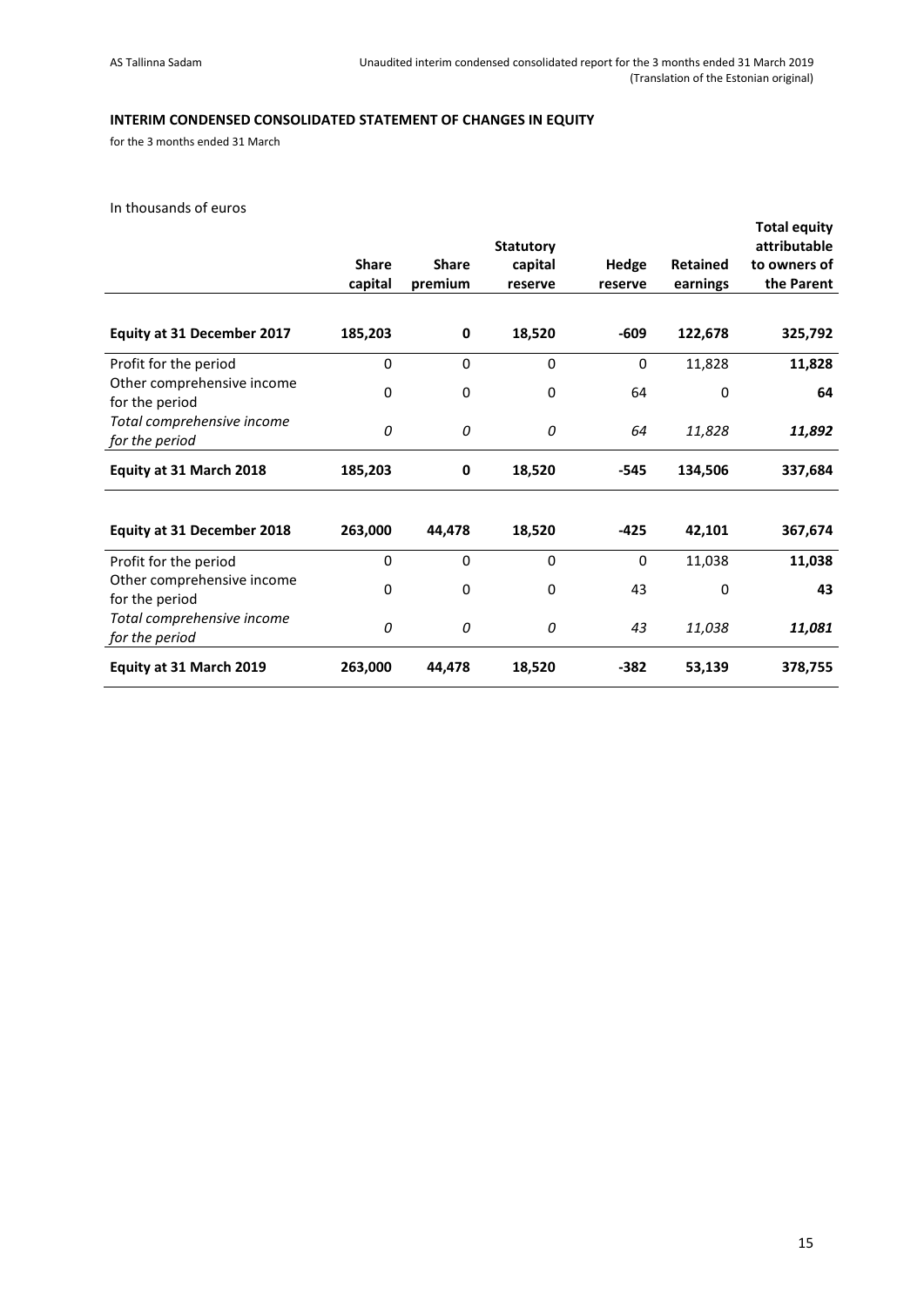## INTERIM CONDENSED CONSOLIDATED STATEMENT OF CHANGES IN EQUITY

for the 3 months ended 31 March

In thousands of euros

| | Share capital | Share premium | Statutory capital reserve | Hedge reserve | Retained earnings | Total equity attributable to owners of the Parent |
|---|---|---|---|---|---|---|
| **Equity at 31 December 2017** | **185,203** | **0** | **18,520** | **-609** | **122,678** | **325,792** |
| Profit for the period | 0 | 0 | 0 | 0 | 11,828 | **11,828** |
| Other comprehensive income for the period | 0 | 0 | 0 | 64 | 0 | **64** |
| *Total comprehensive income for the period* | *0* | *0* | *0* | *64* | *11,828* | ***11,892*** |
| **Equity at 31 March 2018** | **185,203** | **0** | **18,520** | **-545** | **134,506** | **337,684** |
| | | | | | | |
| **Equity at 31 December 2018** | **263,000** | **44,478** | **18,520** | **-425** | **42,101** | **367,674** |
| Profit for the period | 0 | 0 | 0 | 0 | 11,038 | **11,038** |
| Other comprehensive income for the period | 0 | 0 | 0 | 43 | 0 | **43** |
| *Total comprehensive income for the period* | *0* | *0* | *0* | *43* | *11,038* | ***11,081*** |
| **Equity at 31 March 2019** | **263,000** | **44,478** | **18,520** | **-382** | **53,139** | **378,755** |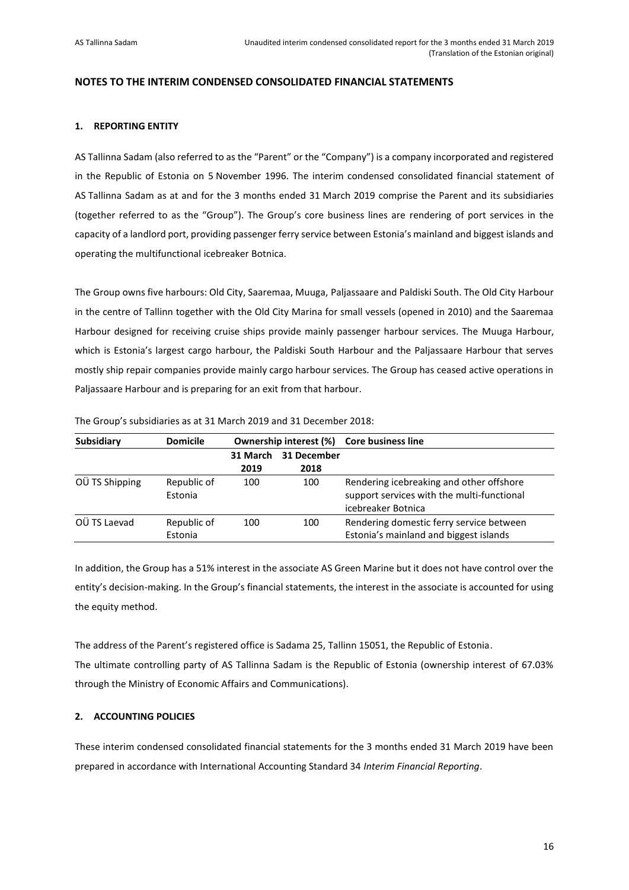## NOTES TO THE INTERIM CONDENSED CONSOLIDATED FINANCIAL STATEMENTS

### 1. REPORTING ENTITY

AS Tallinna Sadam (also referred to as the "Parent" or the "Company") is a company incorporated and registered in the Republic of Estonia on 5 November 1996. The interim condensed consolidated financial statement of AS Tallinna Sadam as at and for the 3 months ended 31 March 2019 comprise the Parent and its subsidiaries (together referred to as the "Group"). The Group's core business lines are rendering of port services in the capacity of a landlord port, providing passenger ferry service between Estonia's mainland and biggest islands and operating the multifunctional icebreaker Botnica.

The Group owns five harbours: Old City, Saaremaa, Muuga, Paljassaare and Paldiski South. The Old City Harbour in the centre of Tallinn together with the Old City Marina for small vessels (opened in 2010) and the Saaremaa Harbour designed for receiving cruise ships provide mainly passenger harbour services. The Muuga Harbour, which is Estonia's largest cargo harbour, the Paldiski South Harbour and the Paljassaare Harbour that serves mostly ship repair companies provide mainly cargo harbour services. The Group has ceased active operations in Paljassaare Harbour and is preparing for an exit from that harbour.

The Group's subsidiaries as at 31 March 2019 and 31 December 2018:

| Subsidiary | Domicile | Ownership interest (%) | | Core business line |
|---|---|---|---|---|
| | | 31 March 2019 | 31 December 2018 | |
| OÜ TS Shipping | Republic of Estonia | 100 | 100 | Rendering icebreaking and other offshore support services with the multi-functional icebreaker Botnica |
| OÜ TS Laevad | Republic of Estonia | 100 | 100 | Rendering domestic ferry service between Estonia's mainland and biggest islands |

In addition, the Group has a 51% interest in the associate AS Green Marine but it does not have control over the entity's decision-making. In the Group's financial statements, the interest in the associate is accounted for using the equity method.

The address of the Parent's registered office is Sadama 25, Tallinn 15051, the Republic of Estonia.
The ultimate controlling party of AS Tallinna Sadam is the Republic of Estonia (ownership interest of 67.03% through the Ministry of Economic Affairs and Communications).

### 2. ACCOUNTING POLICIES

These interim condensed consolidated financial statements for the 3 months ended 31 March 2019 have been prepared in accordance with International Accounting Standard 34 *Interim Financial Reporting*.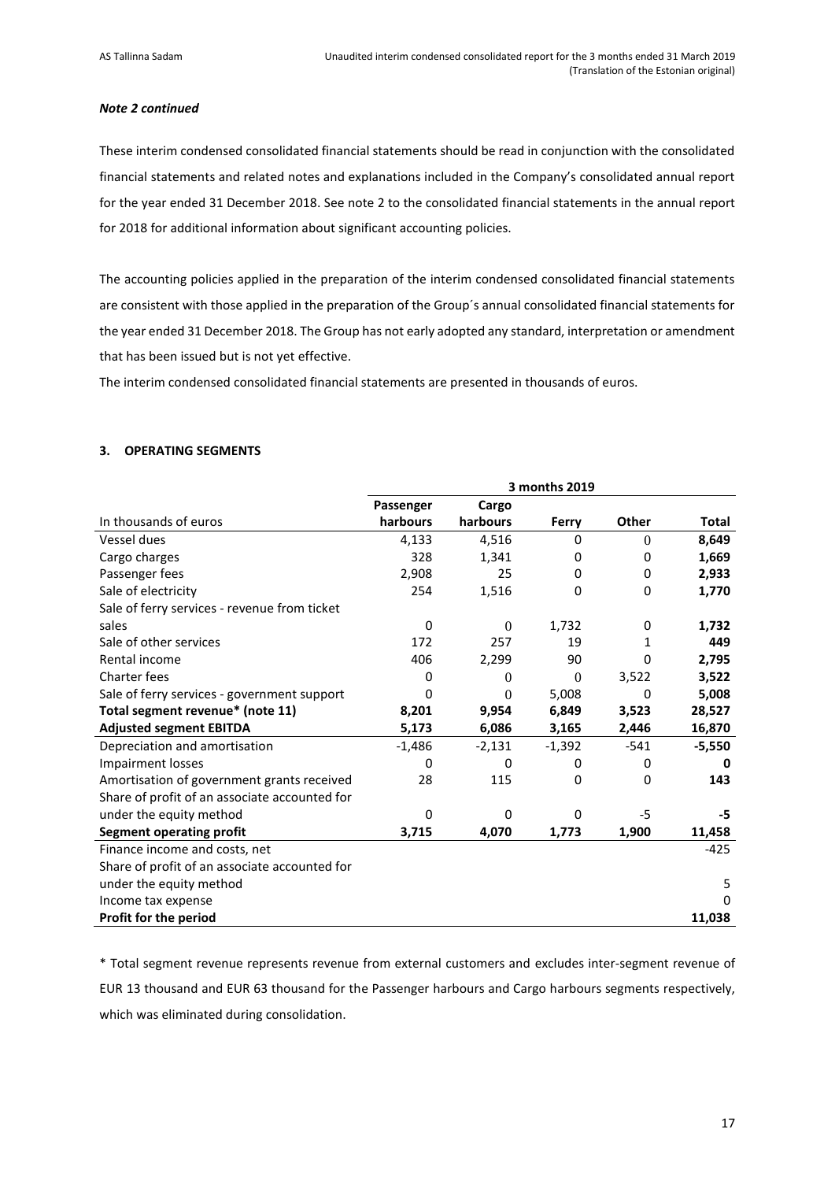*Note 2 continued*

These interim condensed consolidated financial statements should be read in conjunction with the consolidated financial statements and related notes and explanations included in the Company's consolidated annual report for the year ended 31 December 2018. See note 2 to the consolidated financial statements in the annual report for 2018 for additional information about significant accounting policies.

The accounting policies applied in the preparation of the interim condensed consolidated financial statements are consistent with those applied in the preparation of the Group´s annual consolidated financial statements for the year ended 31 December 2018. The Group has not early adopted any standard, interpretation or amendment that has been issued but is not yet effective.

The interim condensed consolidated financial statements are presented in thousands of euros.

## 3. OPERATING SEGMENTS

| | **3 months 2019** | | | | |
|---|---|---|---|---|---|
| In thousands of euros | **Passenger harbours** | **Cargo harbours** | **Ferry** | **Other** | **Total** |
| Vessel dues | 4,133 | 4,516 | 0 | 0 | **8,649** |
| Cargo charges | 328 | 1,341 | 0 | 0 | **1,669** |
| Passenger fees | 2,908 | 25 | 0 | 0 | **2,933** |
| Sale of electricity | 254 | 1,516 | 0 | 0 | **1,770** |
| Sale of ferry services - revenue from ticket sales | 0 | 0 | 1,732 | 0 | **1,732** |
| Sale of other services | 172 | 257 | 19 | 1 | **449** |
| Rental income | 406 | 2,299 | 90 | 0 | **2,795** |
| Charter fees | 0 | 0 | 0 | 3,522 | **3,522** |
| Sale of ferry services - government support | 0 | 0 | 5,008 | 0 | **5,008** |
| **Total segment revenue\* (note 11)** | **8,201** | **9,954** | **6,849** | **3,523** | **28,527** |
| **Adjusted segment EBITDA** | **5,173** | **6,086** | **3,165** | **2,446** | **16,870** |
| Depreciation and amortisation | -1,486 | -2,131 | -1,392 | -541 | **-5,550** |
| Impairment losses | 0 | 0 | 0 | 0 | **0** |
| Amortisation of government grants received | 28 | 115 | 0 | 0 | **143** |
| Share of profit of an associate accounted for under the equity method | 0 | 0 | 0 | -5 | **-5** |
| **Segment operating profit** | **3,715** | **4,070** | **1,773** | **1,900** | **11,458** |
| Finance income and costs, net | | | | | -425 |
| Share of profit of an associate accounted for under the equity method | | | | | 5 |
| Income tax expense | | | | | 0 |
| **Profit for the period** | | | | | **11,038** |

\* Total segment revenue represents revenue from external customers and excludes inter-segment revenue of EUR 13 thousand and EUR 63 thousand for the Passenger harbours and Cargo harbours segments respectively, which was eliminated during consolidation.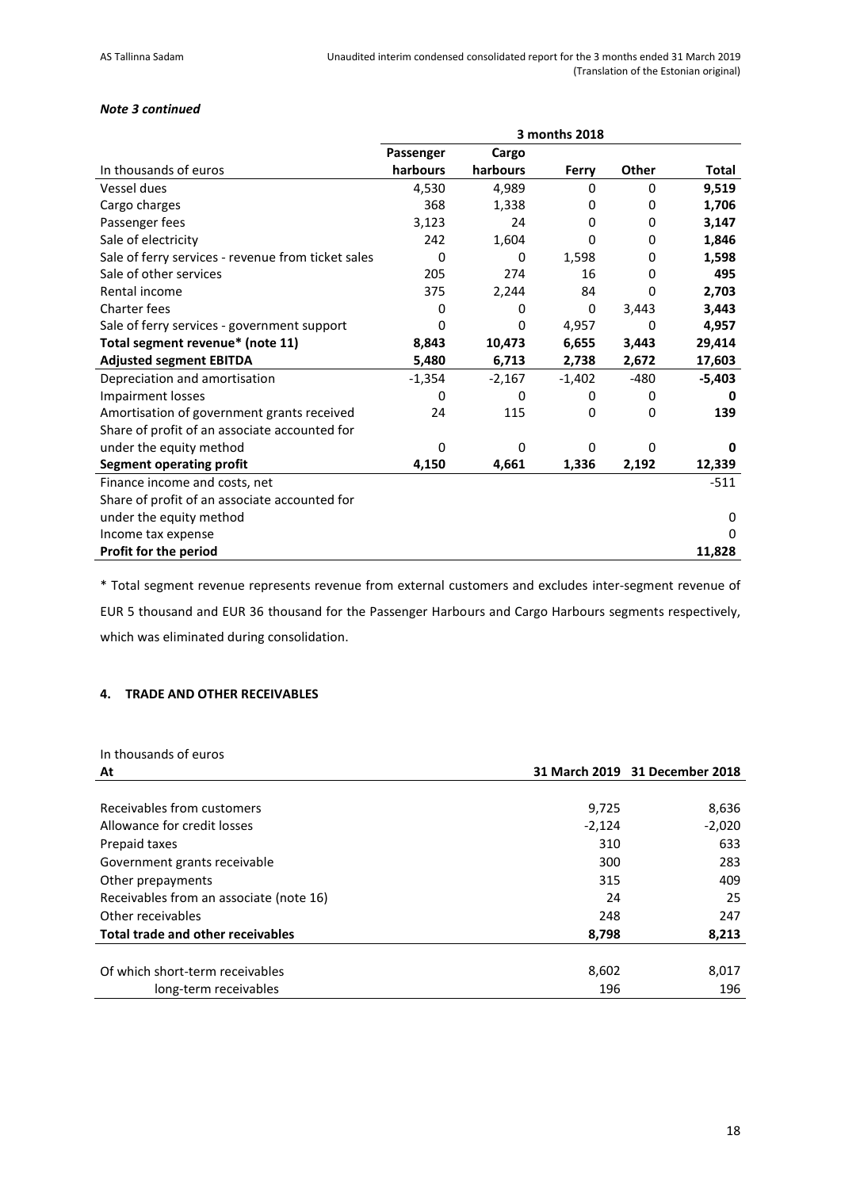*Note 3 continued*

| In thousands of euros | 3 months 2018 | | | | |
|---|---|---|---|---|---|
| | Passenger harbours | Cargo harbours | Ferry | Other | Total |
| Vessel dues | 4,530 | 4,989 | 0 | 0 | **9,519** |
| Cargo charges | 368 | 1,338 | 0 | 0 | **1,706** |
| Passenger fees | 3,123 | 24 | 0 | 0 | **3,147** |
| Sale of electricity | 242 | 1,604 | 0 | 0 | **1,846** |
| Sale of ferry services - revenue from ticket sales | 0 | 0 | 1,598 | 0 | **1,598** |
| Sale of other services | 205 | 274 | 16 | 0 | **495** |
| Rental income | 375 | 2,244 | 84 | 0 | **2,703** |
| Charter fees | 0 | 0 | 0 | 3,443 | **3,443** |
| Sale of ferry services - government support | 0 | 0 | 4,957 | 0 | **4,957** |
| **Total segment revenue* (note 11)** | **8,843** | **10,473** | **6,655** | **3,443** | **29,414** |
| **Adjusted segment EBITDA** | **5,480** | **6,713** | **2,738** | **2,672** | **17,603** |
| Depreciation and amortisation | -1,354 | -2,167 | -1,402 | -480 | **-5,403** |
| Impairment losses | 0 | 0 | 0 | 0 | **0** |
| Amortisation of government grants received | 24 | 115 | 0 | 0 | **139** |
| Share of profit of an associate accounted for under the equity method | 0 | 0 | 0 | 0 | **0** |
| **Segment operating profit** | **4,150** | **4,661** | **1,336** | **2,192** | **12,339** |
| Finance income and costs, net | | | | | -511 |
| Share of profit of an associate accounted for under the equity method | | | | | 0 |
| Income tax expense | | | | | 0 |
| **Profit for the period** | | | | | **11,828** |

* Total segment revenue represents revenue from external customers and excludes inter-segment revenue of EUR 5 thousand and EUR 36 thousand for the Passenger Harbours and Cargo Harbours segments respectively, which was eliminated during consolidation.

## 4. TRADE AND OTHER RECEIVABLES

In thousands of euros

| At | 31 March 2019 | 31 December 2018 |
|---|---|---|
| Receivables from customers | 9,725 | 8,636 |
| Allowance for credit losses | -2,124 | -2,020 |
| Prepaid taxes | 310 | 633 |
| Government grants receivable | 300 | 283 |
| Other prepayments | 315 | 409 |
| Receivables from an associate (note 16) | 24 | 25 |
| Other receivables | 248 | 247 |
| **Total trade and other receivables** | **8,798** | **8,213** |
| Of which short-term receivables | 8,602 | 8,017 |
| long-term receivables | 196 | 196 |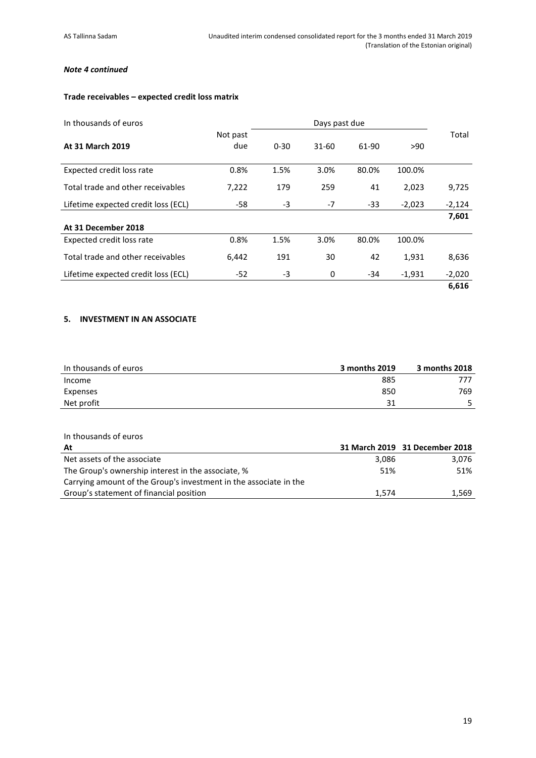*Note 4 continued*

**Trade receivables – expected credit loss matrix**

| In thousands of euros | | Days past due | | | | |
|---|---|---|---|---|---|---|
| **At 31 March 2019** | Not past due | 0-30 | 31-60 | 61-90 | >90 | Total |
| Expected credit loss rate | 0.8% | 1.5% | 3.0% | 80.0% | 100.0% | |
| Total trade and other receivables | 7,222 | 179 | 259 | 41 | 2,023 | 9,725 |
| Lifetime expected credit loss (ECL) | -58 | -3 | -7 | -33 | -2,023 | -2,124 |
| | | | | | | **7,601** |
| **At 31 December 2018** | | | | | | |
| Expected credit loss rate | 0.8% | 1.5% | 3.0% | 80.0% | 100.0% | |
| Total trade and other receivables | 6,442 | 191 | 30 | 42 | 1,931 | 8,636 |
| Lifetime expected credit loss (ECL) | -52 | -3 | 0 | -34 | -1,931 | -2,020 |
| | | | | | | **6,616** |

## 5. INVESTMENT IN AN ASSOCIATE

| In thousands of euros | **3 months 2019** | **3 months 2018** |
|---|---|---|
| Income | 885 | 777 |
| Expenses | 850 | 769 |
| Net profit | 31 | 5 |

In thousands of euros

| **At** | **31 March 2019** | **31 December 2018** |
|---|---|---|
| Net assets of the associate | 3,086 | 3,076 |
| The Group's ownership interest in the associate, % | 51% | 51% |
| Carrying amount of the Group's investment in the associate in the Group's statement of financial position | 1,574 | 1,569 |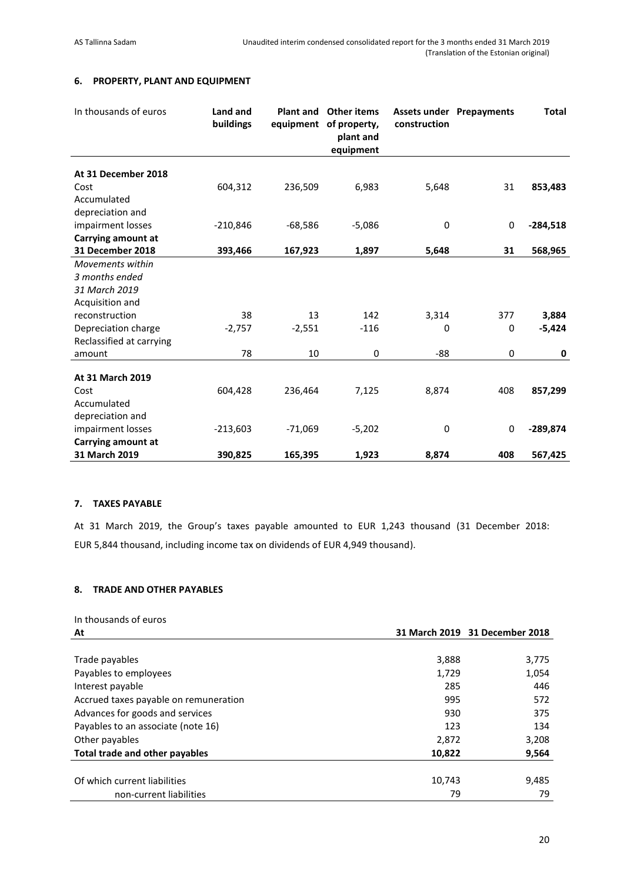## 6. PROPERTY, PLANT AND EQUIPMENT

| In thousands of euros | Land and buildings | Plant and equipment | Other items of property, plant and equipment | Assets under construction | Prepayments | Total |
|---|---|---|---|---|---|---|
| **At 31 December 2018** | | | | | | |
| Cost | 604,312 | 236,509 | 6,983 | 5,648 | 31 | **853,483** |
| Accumulated depreciation and impairment losses | -210,846 | -68,586 | -5,086 | 0 | 0 | **-284,518** |
| **Carrying amount at 31 December 2018** | **393,466** | **167,923** | **1,897** | **5,648** | **31** | **568,965** |
| *Movements within 3 months ended 31 March 2019* | | | | | | |
| Acquisition and reconstruction | 38 | 13 | 142 | 3,314 | 377 | **3,884** |
| Depreciation charge | -2,757 | -2,551 | -116 | 0 | 0 | **-5,424** |
| Reclassified at carrying amount | 78 | 10 | 0 | -88 | 0 | **0** |
| **At 31 March 2019** | | | | | | |
| Cost | 604,428 | 236,464 | 7,125 | 8,874 | 408 | **857,299** |
| Accumulated depreciation and impairment losses | -213,603 | -71,069 | -5,202 | 0 | 0 | **-289,874** |
| **Carrying amount at 31 March 2019** | **390,825** | **165,395** | **1,923** | **8,874** | **408** | **567,425** |

## 7. TAXES PAYABLE

At 31 March 2019, the Group's taxes payable amounted to EUR 1,243 thousand (31 December 2018: EUR 5,844 thousand, including income tax on dividends of EUR 4,949 thousand).

## 8. TRADE AND OTHER PAYABLES

In thousands of euros

| At | 31 March 2019 | 31 December 2018 |
|---|---|---|
| Trade payables | 3,888 | 3,775 |
| Payables to employees | 1,729 | 1,054 |
| Interest payable | 285 | 446 |
| Accrued taxes payable on remuneration | 995 | 572 |
| Advances for goods and services | 930 | 375 |
| Payables to an associate (note 16) | 123 | 134 |
| Other payables | 2,872 | 3,208 |
| **Total trade and other payables** | **10,822** | **9,564** |
| Of which current liabilities | 10,743 | 9,485 |
| non-current liabilities | 79 | 79 |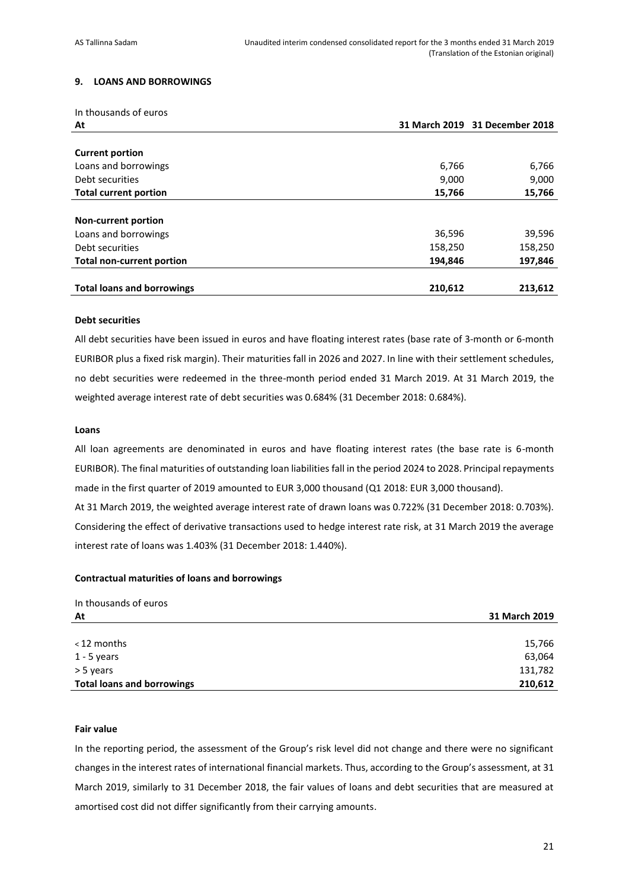## 9. LOANS AND BORROWINGS

In thousands of euros

| At | 31 March 2019 | 31 December 2018 |
|---|---|---|
| **Current portion** | | |
| Loans and borrowings | 6,766 | 6,766 |
| Debt securities | 9,000 | 9,000 |
| **Total current portion** | **15,766** | **15,766** |
| **Non-current portion** | | |
| Loans and borrowings | 36,596 | 39,596 |
| Debt securities | 158,250 | 158,250 |
| **Total non-current portion** | **194,846** | **197,846** |
| **Total loans and borrowings** | **210,612** | **213,612** |

**Debt securities**

All debt securities have been issued in euros and have floating interest rates (base rate of 3-month or 6-month EURIBOR plus a fixed risk margin). Their maturities fall in 2026 and 2027. In line with their settlement schedules, no debt securities were redeemed in the three-month period ended 31 March 2019. At 31 March 2019, the weighted average interest rate of debt securities was 0.684% (31 December 2018: 0.684%).

**Loans**

All loan agreements are denominated in euros and have floating interest rates (the base rate is 6-month EURIBOR). The final maturities of outstanding loan liabilities fall in the period 2024 to 2028. Principal repayments made in the first quarter of 2019 amounted to EUR 3,000 thousand (Q1 2018: EUR 3,000 thousand).

At 31 March 2019, the weighted average interest rate of drawn loans was 0.722% (31 December 2018: 0.703%). Considering the effect of derivative transactions used to hedge interest rate risk, at 31 March 2019 the average interest rate of loans was 1.403% (31 December 2018: 1.440%).

**Contractual maturities of loans and borrowings**

In thousands of euros

| At | 31 March 2019 |
|---|---|
| < 12 months | 15,766 |
| 1 - 5 years | 63,064 |
| > 5 years | 131,782 |
| **Total loans and borrowings** | **210,612** |

**Fair value**

In the reporting period, the assessment of the Group's risk level did not change and there were no significant changes in the interest rates of international financial markets. Thus, according to the Group's assessment, at 31 March 2019, similarly to 31 December 2018, the fair values of loans and debt securities that are measured at amortised cost did not differ significantly from their carrying amounts.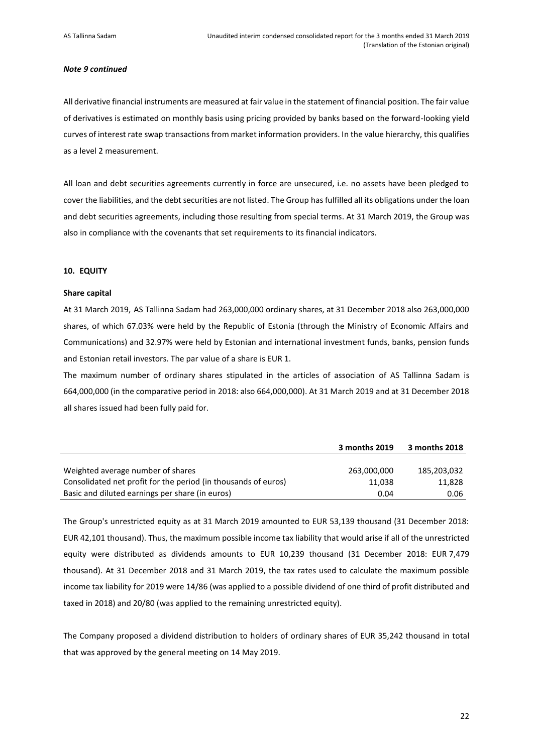***Note 9 continued***

All derivative financial instruments are measured at fair value in the statement of financial position. The fair value of derivatives is estimated on monthly basis using pricing provided by banks based on the forward-looking yield curves of interest rate swap transactions from market information providers. In the value hierarchy, this qualifies as a level 2 measurement.

All loan and debt securities agreements currently in force are unsecured, i.e. no assets have been pledged to cover the liabilities, and the debt securities are not listed. The Group has fulfilled all its obligations under the loan and debt securities agreements, including those resulting from special terms. At 31 March 2019, the Group was also in compliance with the covenants that set requirements to its financial indicators.

## 10. EQUITY

### Share capital

At 31 March 2019, AS Tallinna Sadam had 263,000,000 ordinary shares, at 31 December 2018 also 263,000,000 shares, of which 67.03% were held by the Republic of Estonia (through the Ministry of Economic Affairs and Communications) and 32.97% were held by Estonian and international investment funds, banks, pension funds and Estonian retail investors. The par value of a share is EUR 1.

The maximum number of ordinary shares stipulated in the articles of association of AS Tallinna Sadam is 664,000,000 (in the comparative period in 2018: also 664,000,000). At 31 March 2019 and at 31 December 2018 all shares issued had been fully paid for.

| | 3 months 2019 | 3 months 2018 |
|---|---|---|
| Weighted average number of shares | 263,000,000 | 185,203,032 |
| Consolidated net profit for the period (in thousands of euros) | 11,038 | 11,828 |
| Basic and diluted earnings per share (in euros) | 0.04 | 0.06 |

The Group's unrestricted equity as at 31 March 2019 amounted to EUR 53,139 thousand (31 December 2018: EUR 42,101 thousand). Thus, the maximum possible income tax liability that would arise if all of the unrestricted equity were distributed as dividends amounts to EUR 10,239 thousand (31 December 2018: EUR 7,479 thousand). At 31 December 2018 and 31 March 2019, the tax rates used to calculate the maximum possible income tax liability for 2019 were 14/86 (was applied to a possible dividend of one third of profit distributed and taxed in 2018) and 20/80 (was applied to the remaining unrestricted equity).

The Company proposed a dividend distribution to holders of ordinary shares of EUR 35,242 thousand in total that was approved by the general meeting on 14 May 2019.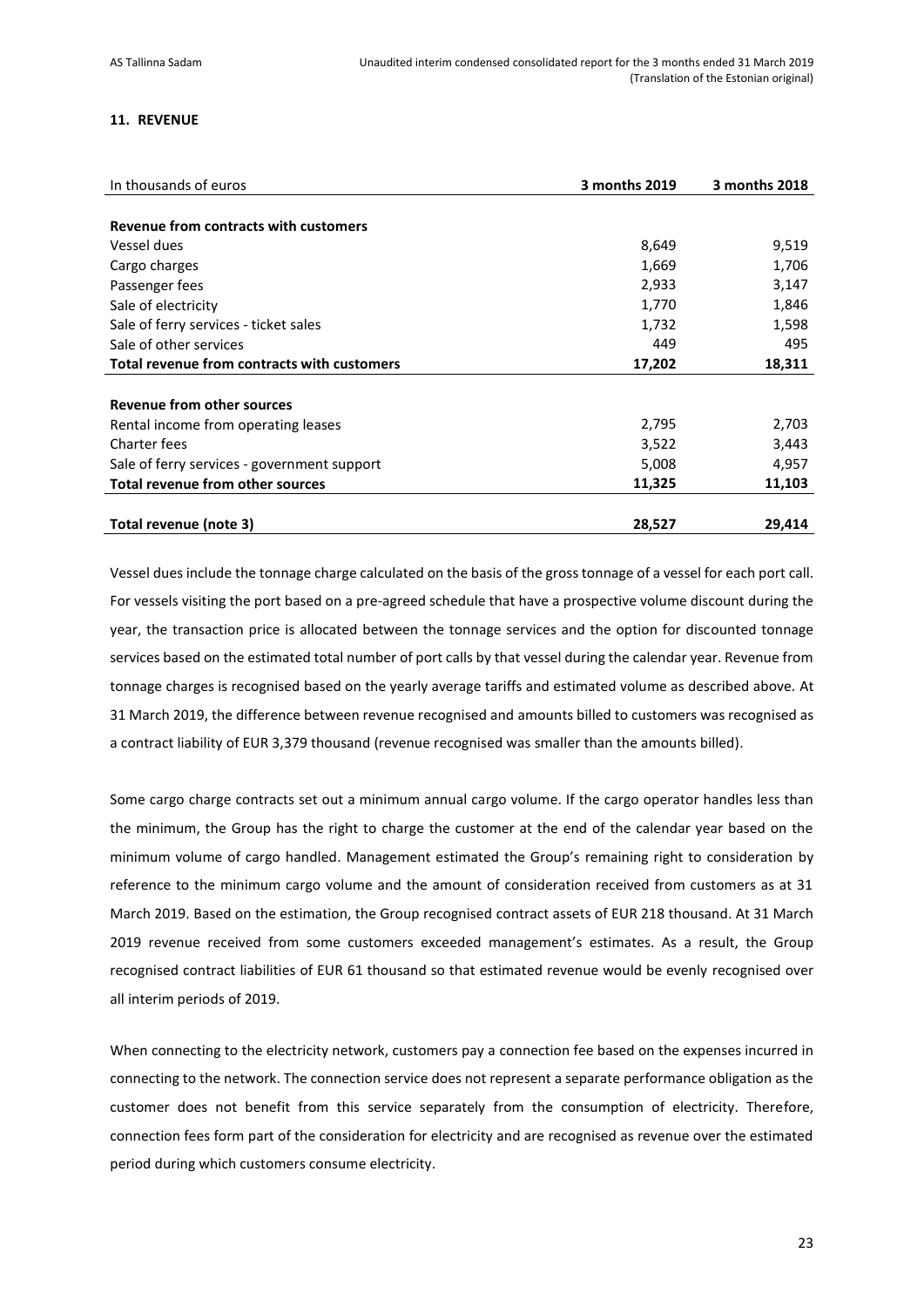## 11. REVENUE

| In thousands of euros | 3 months 2019 | 3 months 2018 |
|---|---|---|
| **Revenue from contracts with customers** | | |
| Vessel dues | 8,649 | 9,519 |
| Cargo charges | 1,669 | 1,706 |
| Passenger fees | 2,933 | 3,147 |
| Sale of electricity | 1,770 | 1,846 |
| Sale of ferry services - ticket sales | 1,732 | 1,598 |
| Sale of other services | 449 | 495 |
| **Total revenue from contracts with customers** | **17,202** | **18,311** |
| **Revenue from other sources** | | |
| Rental income from operating leases | 2,795 | 2,703 |
| Charter fees | 3,522 | 3,443 |
| Sale of ferry services - government support | 5,008 | 4,957 |
| **Total revenue from other sources** | **11,325** | **11,103** |
| **Total revenue (note 3)** | **28,527** | **29,414** |

Vessel dues include the tonnage charge calculated on the basis of the gross tonnage of a vessel for each port call. For vessels visiting the port based on a pre-agreed schedule that have a prospective volume discount during the year, the transaction price is allocated between the tonnage services and the option for discounted tonnage services based on the estimated total number of port calls by that vessel during the calendar year. Revenue from tonnage charges is recognised based on the yearly average tariffs and estimated volume as described above. At 31 March 2019, the difference between revenue recognised and amounts billed to customers was recognised as a contract liability of EUR 3,379 thousand (revenue recognised was smaller than the amounts billed).

Some cargo charge contracts set out a minimum annual cargo volume. If the cargo operator handles less than the minimum, the Group has the right to charge the customer at the end of the calendar year based on the minimum volume of cargo handled. Management estimated the Group's remaining right to consideration by reference to the minimum cargo volume and the amount of consideration received from customers as at 31 March 2019. Based on the estimation, the Group recognised contract assets of EUR 218 thousand. At 31 March 2019 revenue received from some customers exceeded management's estimates. As a result, the Group recognised contract liabilities of EUR 61 thousand so that estimated revenue would be evenly recognised over all interim periods of 2019.

When connecting to the electricity network, customers pay a connection fee based on the expenses incurred in connecting to the network. The connection service does not represent a separate performance obligation as the customer does not benefit from this service separately from the consumption of electricity. Therefore, connection fees form part of the consideration for electricity and are recognised as revenue over the estimated period during which customers consume electricity.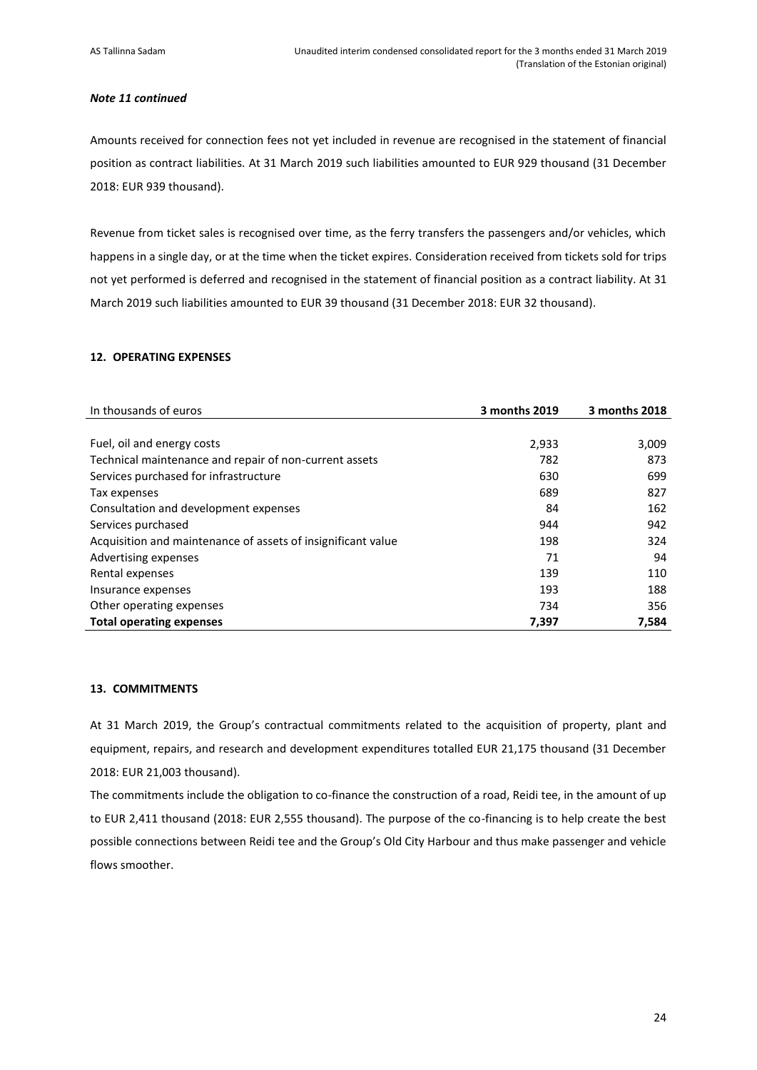*Note 11 continued*

Amounts received for connection fees not yet included in revenue are recognised in the statement of financial position as contract liabilities. At 31 March 2019 such liabilities amounted to EUR 929 thousand (31 December 2018: EUR 939 thousand).

Revenue from ticket sales is recognised over time, as the ferry transfers the passengers and/or vehicles, which happens in a single day, or at the time when the ticket expires. Consideration received from tickets sold for trips not yet performed is deferred and recognised in the statement of financial position as a contract liability. At 31 March 2019 such liabilities amounted to EUR 39 thousand (31 December 2018: EUR 32 thousand).

## 12. OPERATING EXPENSES

| In thousands of euros | 3 months 2019 | 3 months 2018 |
|---|---|---|
| Fuel, oil and energy costs | 2,933 | 3,009 |
| Technical maintenance and repair of non-current assets | 782 | 873 |
| Services purchased for infrastructure | 630 | 699 |
| Tax expenses | 689 | 827 |
| Consultation and development expenses | 84 | 162 |
| Services purchased | 944 | 942 |
| Acquisition and maintenance of assets of insignificant value | 198 | 324 |
| Advertising expenses | 71 | 94 |
| Rental expenses | 139 | 110 |
| Insurance expenses | 193 | 188 |
| Other operating expenses | 734 | 356 |
| **Total operating expenses** | **7,397** | **7,584** |

## 13. COMMITMENTS

At 31 March 2019, the Group's contractual commitments related to the acquisition of property, plant and equipment, repairs, and research and development expenditures totalled EUR 21,175 thousand (31 December 2018: EUR 21,003 thousand).

The commitments include the obligation to co-finance the construction of a road, Reidi tee, in the amount of up to EUR 2,411 thousand (2018: EUR 2,555 thousand). The purpose of the co-financing is to help create the best possible connections between Reidi tee and the Group's Old City Harbour and thus make passenger and vehicle flows smoother.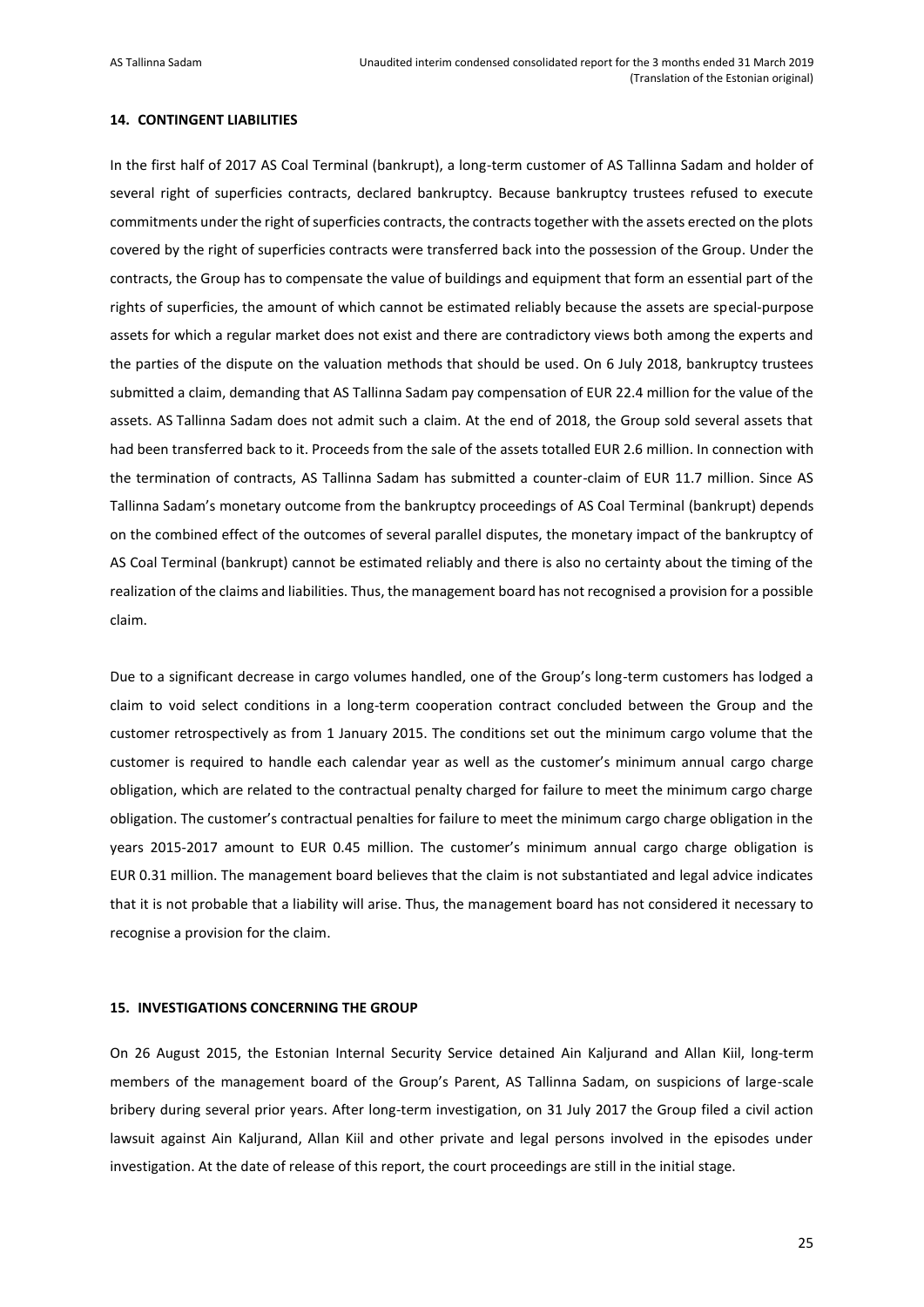## 14. CONTINGENT LIABILITIES

In the first half of 2017 AS Coal Terminal (bankrupt), a long-term customer of AS Tallinna Sadam and holder of several right of superficies contracts, declared bankruptcy. Because bankruptcy trustees refused to execute commitments under the right of superficies contracts, the contracts together with the assets erected on the plots covered by the right of superficies contracts were transferred back into the possession of the Group. Under the contracts, the Group has to compensate the value of buildings and equipment that form an essential part of the rights of superficies, the amount of which cannot be estimated reliably because the assets are special-purpose assets for which a regular market does not exist and there are contradictory views both among the experts and the parties of the dispute on the valuation methods that should be used. On 6 July 2018, bankruptcy trustees submitted a claim, demanding that AS Tallinna Sadam pay compensation of EUR 22.4 million for the value of the assets. AS Tallinna Sadam does not admit such a claim. At the end of 2018, the Group sold several assets that had been transferred back to it. Proceeds from the sale of the assets totalled EUR 2.6 million. In connection with the termination of contracts, AS Tallinna Sadam has submitted a counter-claim of EUR 11.7 million. Since AS Tallinna Sadam's monetary outcome from the bankruptcy proceedings of AS Coal Terminal (bankrupt) depends on the combined effect of the outcomes of several parallel disputes, the monetary impact of the bankruptcy of AS Coal Terminal (bankrupt) cannot be estimated reliably and there is also no certainty about the timing of the realization of the claims and liabilities. Thus, the management board has not recognised a provision for a possible claim.

Due to a significant decrease in cargo volumes handled, one of the Group's long-term customers has lodged a claim to void select conditions in a long-term cooperation contract concluded between the Group and the customer retrospectively as from 1 January 2015. The conditions set out the minimum cargo volume that the customer is required to handle each calendar year as well as the customer's minimum annual cargo charge obligation, which are related to the contractual penalty charged for failure to meet the minimum cargo charge obligation. The customer's contractual penalties for failure to meet the minimum cargo charge obligation in the years 2015-2017 amount to EUR 0.45 million. The customer's minimum annual cargo charge obligation is EUR 0.31 million. The management board believes that the claim is not substantiated and legal advice indicates that it is not probable that a liability will arise. Thus, the management board has not considered it necessary to recognise a provision for the claim.

## 15. INVESTIGATIONS CONCERNING THE GROUP

On 26 August 2015, the Estonian Internal Security Service detained Ain Kaljurand and Allan Kiil, long-term members of the management board of the Group's Parent, AS Tallinna Sadam, on suspicions of large-scale bribery during several prior years. After long-term investigation, on 31 July 2017 the Group filed a civil action lawsuit against Ain Kaljurand, Allan Kiil and other private and legal persons involved in the episodes under investigation. At the date of release of this report, the court proceedings are still in the initial stage.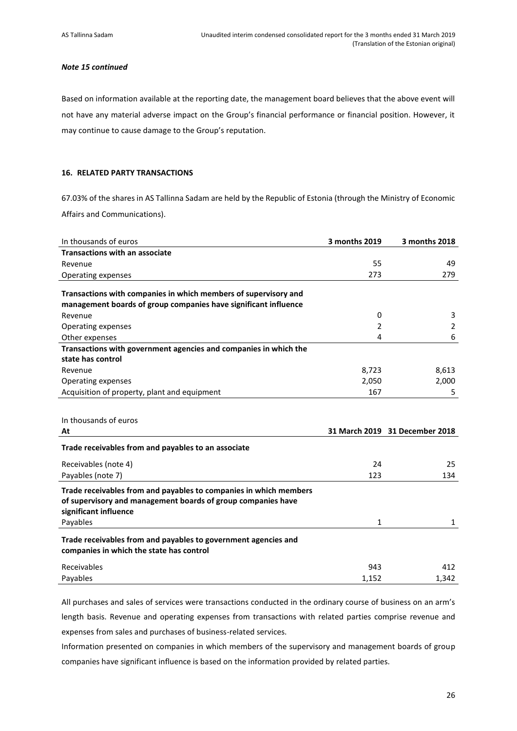***Note 15 continued***

Based on information available at the reporting date, the management board believes that the above event will not have any material adverse impact on the Group's financial performance or financial position. However, it may continue to cause damage to the Group's reputation.

## 16. RELATED PARTY TRANSACTIONS

67.03% of the shares in AS Tallinna Sadam are held by the Republic of Estonia (through the Ministry of Economic Affairs and Communications).

| In thousands of euros | 3 months 2019 | 3 months 2018 |
|---|---|---|
| **Transactions with an associate** | | |
| Revenue | 55 | 49 |
| Operating expenses | 273 | 279 |
| **Transactions with companies in which members of supervisory and management boards of group companies have significant influence** | | |
| Revenue | 0 | 3 |
| Operating expenses | 2 | 2 |
| Other expenses | 4 | 6 |
| **Transactions with government agencies and companies in which the state has control** | | |
| Revenue | 8,723 | 8,613 |
| Operating expenses | 2,050 | 2,000 |
| Acquisition of property, plant and equipment | 167 | 5 |

| In thousands of euros<br>At | 31 March 2019 | 31 December 2018 |
|---|---|---|
| **Trade receivables from and payables to an associate** | | |
| Receivables (note 4) | 24 | 25 |
| Payables (note 7) | 123 | 134 |
| **Trade receivables from and payables to companies in which members of supervisory and management boards of group companies have significant influence** | | |
| Payables | 1 | 1 |
| **Trade receivables from and payables to government agencies and companies in which the state has control** | | |
| Receivables | 943 | 412 |
| Payables | 1,152 | 1,342 |

All purchases and sales of services were transactions conducted in the ordinary course of business on an arm's length basis. Revenue and operating expenses from transactions with related parties comprise revenue and expenses from sales and purchases of business-related services.

Information presented on companies in which members of the supervisory and management boards of group companies have significant influence is based on the information provided by related parties.